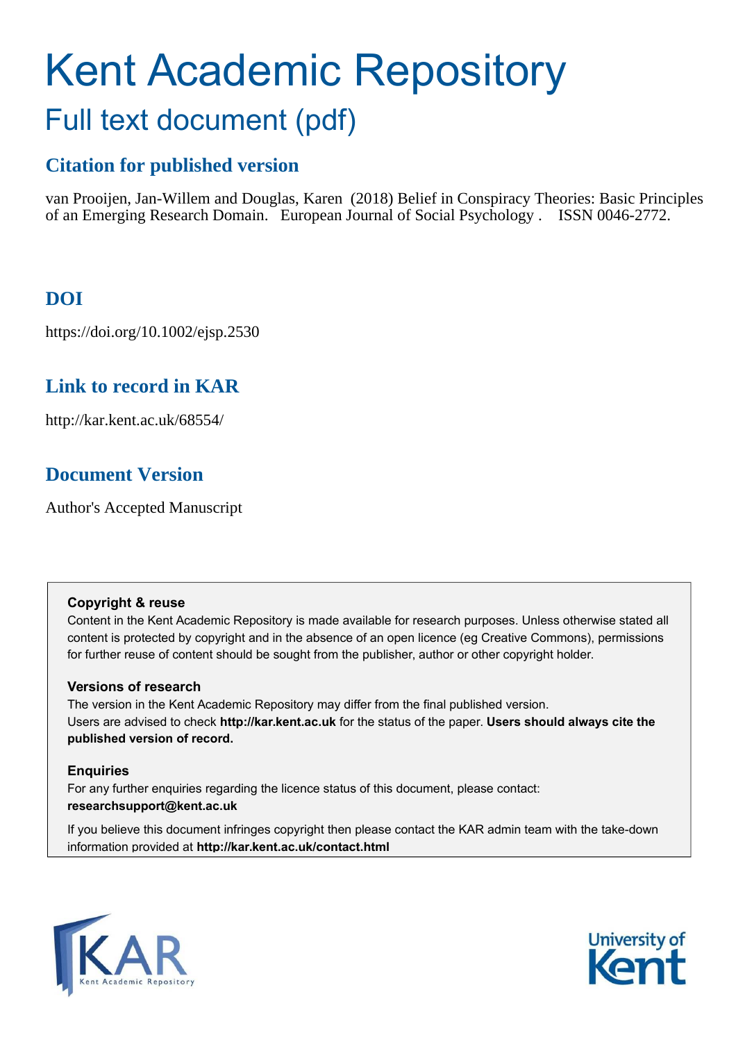# Kent Academic Repository

## Full text document (pdf)

### Citation for published version

van Prooijen, Jan-Willem and Douglas, Karen (2018) Belief in Conspiracy Theories: Basic Principles of an Emerging Research Domain. European Journal of Social Psychology . ISSN 0046-2772.

### DOI

https://doi.org/10.1002/ejsp.2530

### Link to record in KAR

http://kar.kent.ac.uk/68554/

### Document Version

Author's Accepted Manuscript

**Copyright & reuse**

Content in the Kent Academic Repository is made available for research purposes. Unless otherwise stated all content is protected by copyright and in the absence of an open licence (eg Creative Commons), permissions for further reuse of content should be sought from the publisher, author or other copyright holder.

**Versions of research**

The version in the Kent Academic Repository may differ from the final published version.
Users are advised to check **http://kar.kent.ac.uk** for the status of the paper. **Users should always cite the published version of record.**

**Enquiries**

For any further enquiries regarding the licence status of this document, please contact:
**researchsupport@kent.ac.uk**

If you believe this document infringes copyright then please contact the KAR admin team with the take-down information provided at **http://kar.kent.ac.uk/contact.html**

KAR Kent Academic Repository

University of Kent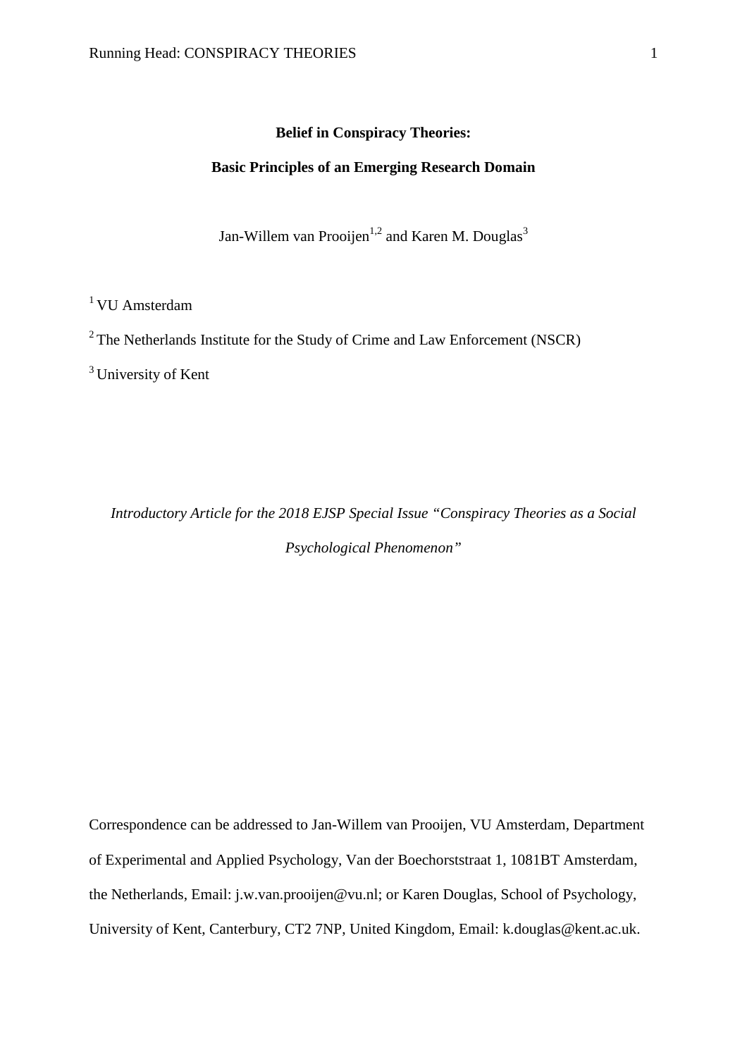**Belief in Conspiracy Theories:**

**Basic Principles of an Emerging Research Domain**

Jan-Willem van Prooijen[1,2] and Karen M. Douglas[3]

[1] VU Amsterdam

[2] The Netherlands Institute for the Study of Crime and Law Enforcement (NSCR)

[3] University of Kent

*Introductory Article for the 2018 EJSP Special Issue "Conspiracy Theories as a Social Psychological Phenomenon"*

Correspondence can be addressed to Jan-Willem van Prooijen, VU Amsterdam, Department of Experimental and Applied Psychology, Van der Boechorststraat 1, 1081BT Amsterdam, the Netherlands, Email: j.w.van.prooijen@vu.nl; or Karen Douglas, School of Psychology, University of Kent, Canterbury, CT2 7NP, United Kingdom, Email: k.douglas@kent.ac.uk.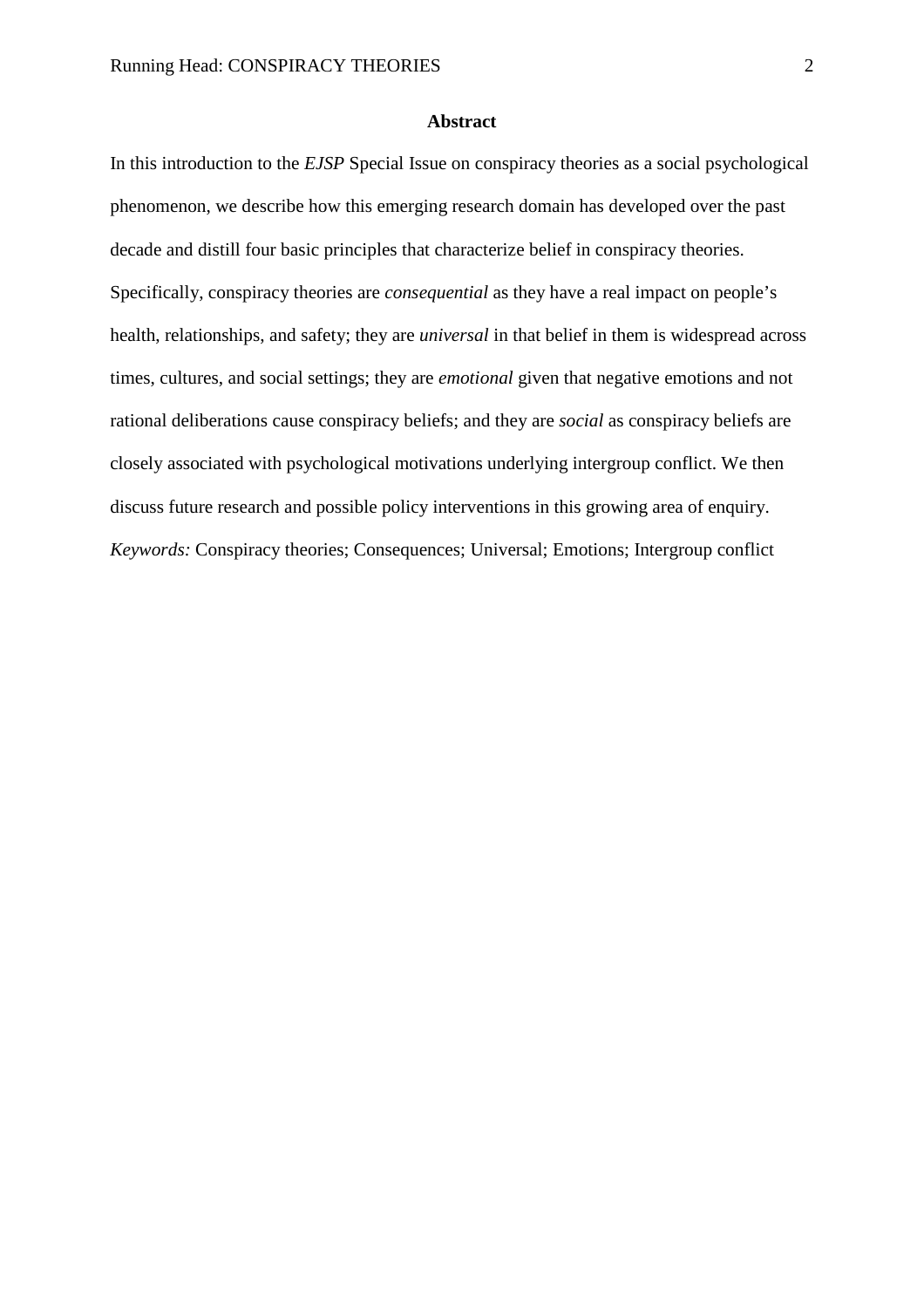## Abstract

In this introduction to the *EJSP* Special Issue on conspiracy theories as a social psychological phenomenon, we describe how this emerging research domain has developed over the past decade and distill four basic principles that characterize belief in conspiracy theories. Specifically, conspiracy theories are *consequential* as they have a real impact on people's health, relationships, and safety; they are *universal* in that belief in them is widespread across times, cultures, and social settings; they are *emotional* given that negative emotions and not rational deliberations cause conspiracy beliefs; and they are *social* as conspiracy beliefs are closely associated with psychological motivations underlying intergroup conflict. We then discuss future research and possible policy interventions in this growing area of enquiry.

*Keywords:* Conspiracy theories; Consequences; Universal; Emotions; Intergroup conflict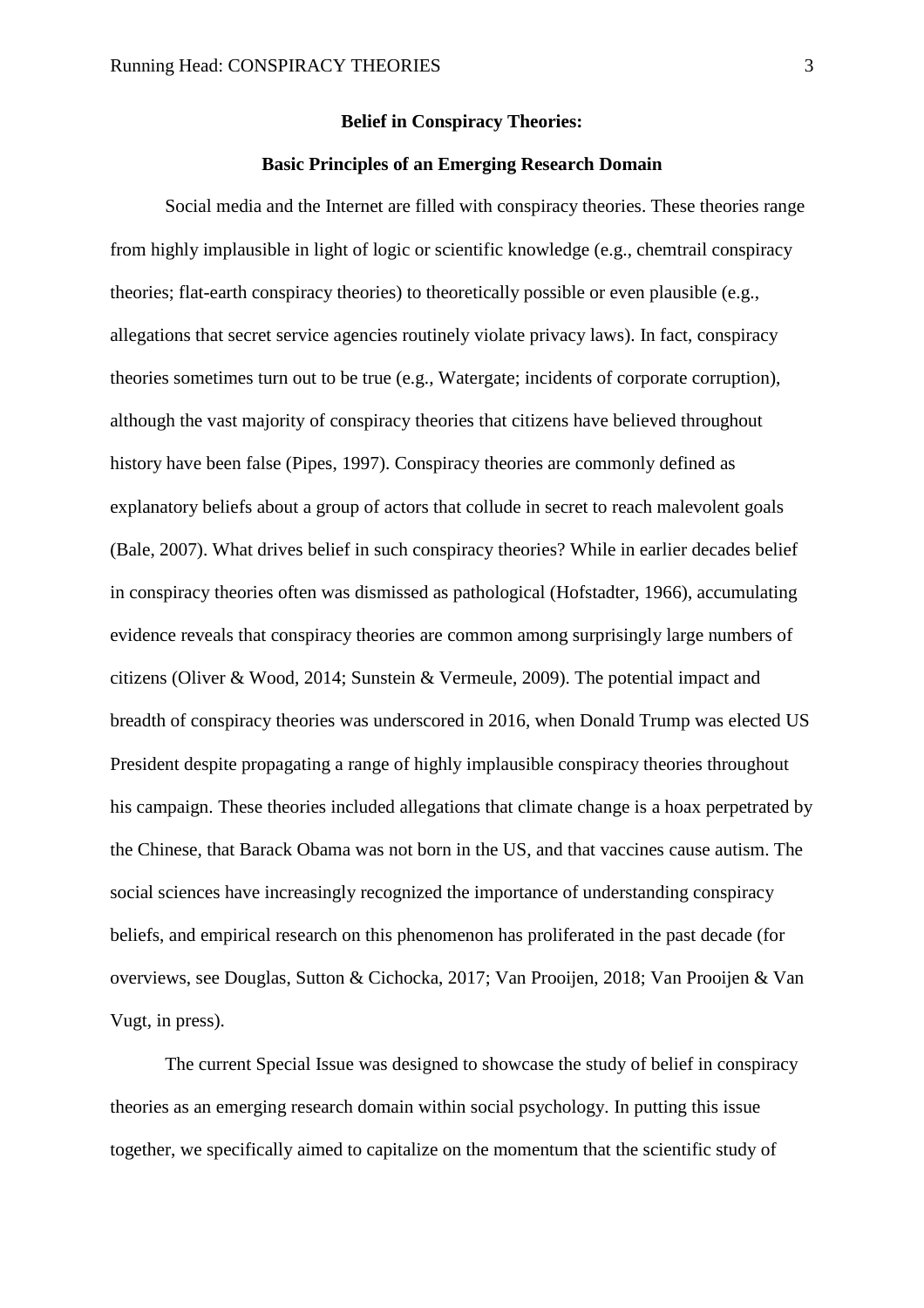**Belief in Conspiracy Theories:**

**Basic Principles of an Emerging Research Domain**

Social media and the Internet are filled with conspiracy theories. These theories range from highly implausible in light of logic or scientific knowledge (e.g., chemtrail conspiracy theories; flat-earth conspiracy theories) to theoretically possible or even plausible (e.g., allegations that secret service agencies routinely violate privacy laws). In fact, conspiracy theories sometimes turn out to be true (e.g., Watergate; incidents of corporate corruption), although the vast majority of conspiracy theories that citizens have believed throughout history have been false (Pipes, 1997). Conspiracy theories are commonly defined as explanatory beliefs about a group of actors that collude in secret to reach malevolent goals (Bale, 2007). What drives belief in such conspiracy theories? While in earlier decades belief in conspiracy theories often was dismissed as pathological (Hofstadter, 1966), accumulating evidence reveals that conspiracy theories are common among surprisingly large numbers of citizens (Oliver & Wood, 2014; Sunstein & Vermeule, 2009). The potential impact and breadth of conspiracy theories was underscored in 2016, when Donald Trump was elected US President despite propagating a range of highly implausible conspiracy theories throughout his campaign. These theories included allegations that climate change is a hoax perpetrated by the Chinese, that Barack Obama was not born in the US, and that vaccines cause autism. The social sciences have increasingly recognized the importance of understanding conspiracy beliefs, and empirical research on this phenomenon has proliferated in the past decade (for overviews, see Douglas, Sutton & Cichocka, 2017; Van Prooijen, 2018; Van Prooijen & Van Vugt, in press).

The current Special Issue was designed to showcase the study of belief in conspiracy theories as an emerging research domain within social psychology. In putting this issue together, we specifically aimed to capitalize on the momentum that the scientific study of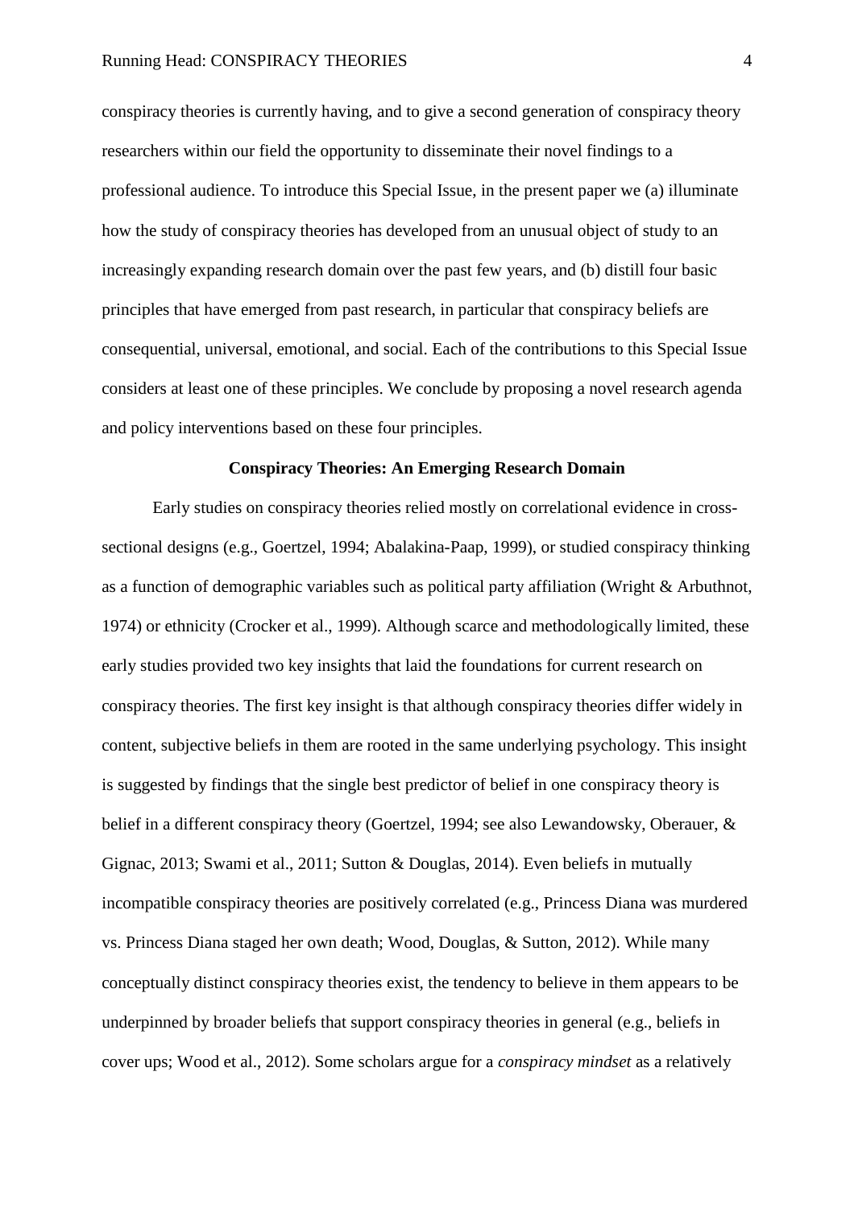conspiracy theories is currently having, and to give a second generation of conspiracy theory researchers within our field the opportunity to disseminate their novel findings to a professional audience. To introduce this Special Issue, in the present paper we (a) illuminate how the study of conspiracy theories has developed from an unusual object of study to an increasingly expanding research domain over the past few years, and (b) distill four basic principles that have emerged from past research, in particular that conspiracy beliefs are consequential, universal, emotional, and social. Each of the contributions to this Special Issue considers at least one of these principles. We conclude by proposing a novel research agenda and policy interventions based on these four principles.

## Conspiracy Theories: An Emerging Research Domain

Early studies on conspiracy theories relied mostly on correlational evidence in cross-sectional designs (e.g., Goertzel, 1994; Abalakina-Paap, 1999), or studied conspiracy thinking as a function of demographic variables such as political party affiliation (Wright & Arbuthnot, 1974) or ethnicity (Crocker et al., 1999). Although scarce and methodologically limited, these early studies provided two key insights that laid the foundations for current research on conspiracy theories. The first key insight is that although conspiracy theories differ widely in content, subjective beliefs in them are rooted in the same underlying psychology. This insight is suggested by findings that the single best predictor of belief in one conspiracy theory is belief in a different conspiracy theory (Goertzel, 1994; see also Lewandowsky, Oberauer, & Gignac, 2013; Swami et al., 2011; Sutton & Douglas, 2014). Even beliefs in mutually incompatible conspiracy theories are positively correlated (e.g., Princess Diana was murdered vs. Princess Diana staged her own death; Wood, Douglas, & Sutton, 2012). While many conceptually distinct conspiracy theories exist, the tendency to believe in them appears to be underpinned by broader beliefs that support conspiracy theories in general (e.g., beliefs in cover ups; Wood et al., 2012). Some scholars argue for a *conspiracy mindset* as a relatively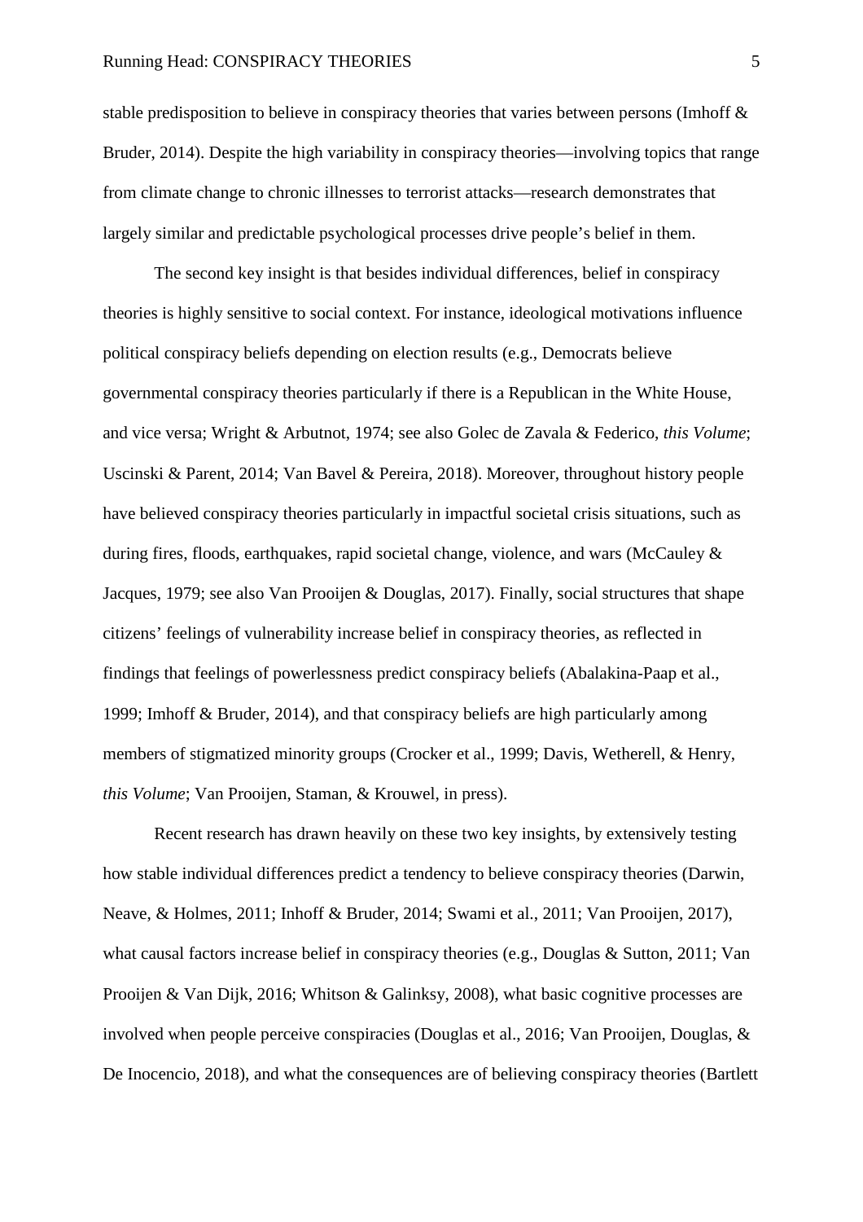stable predisposition to believe in conspiracy theories that varies between persons (Imhoff & Bruder, 2014). Despite the high variability in conspiracy theories—involving topics that range from climate change to chronic illnesses to terrorist attacks—research demonstrates that largely similar and predictable psychological processes drive people's belief in them.

The second key insight is that besides individual differences, belief in conspiracy theories is highly sensitive to social context. For instance, ideological motivations influence political conspiracy beliefs depending on election results (e.g., Democrats believe governmental conspiracy theories particularly if there is a Republican in the White House, and vice versa; Wright & Arbutnot, 1974; see also Golec de Zavala & Federico, *this Volume*; Uscinski & Parent, 2014; Van Bavel & Pereira, 2018). Moreover, throughout history people have believed conspiracy theories particularly in impactful societal crisis situations, such as during fires, floods, earthquakes, rapid societal change, violence, and wars (McCauley & Jacques, 1979; see also Van Prooijen & Douglas, 2017). Finally, social structures that shape citizens' feelings of vulnerability increase belief in conspiracy theories, as reflected in findings that feelings of powerlessness predict conspiracy beliefs (Abalakina-Paap et al., 1999; Imhoff & Bruder, 2014), and that conspiracy beliefs are high particularly among members of stigmatized minority groups (Crocker et al., 1999; Davis, Wetherell, & Henry, *this Volume*; Van Prooijen, Staman, & Krouwel, in press).

Recent research has drawn heavily on these two key insights, by extensively testing how stable individual differences predict a tendency to believe conspiracy theories (Darwin, Neave, & Holmes, 2011; Inhoff & Bruder, 2014; Swami et al., 2011; Van Prooijen, 2017), what causal factors increase belief in conspiracy theories (e.g., Douglas & Sutton, 2011; Van Prooijen & Van Dijk, 2016; Whitson & Galinksy, 2008), what basic cognitive processes are involved when people perceive conspiracies (Douglas et al., 2016; Van Prooijen, Douglas, & De Inocencio, 2018), and what the consequences are of believing conspiracy theories (Bartlett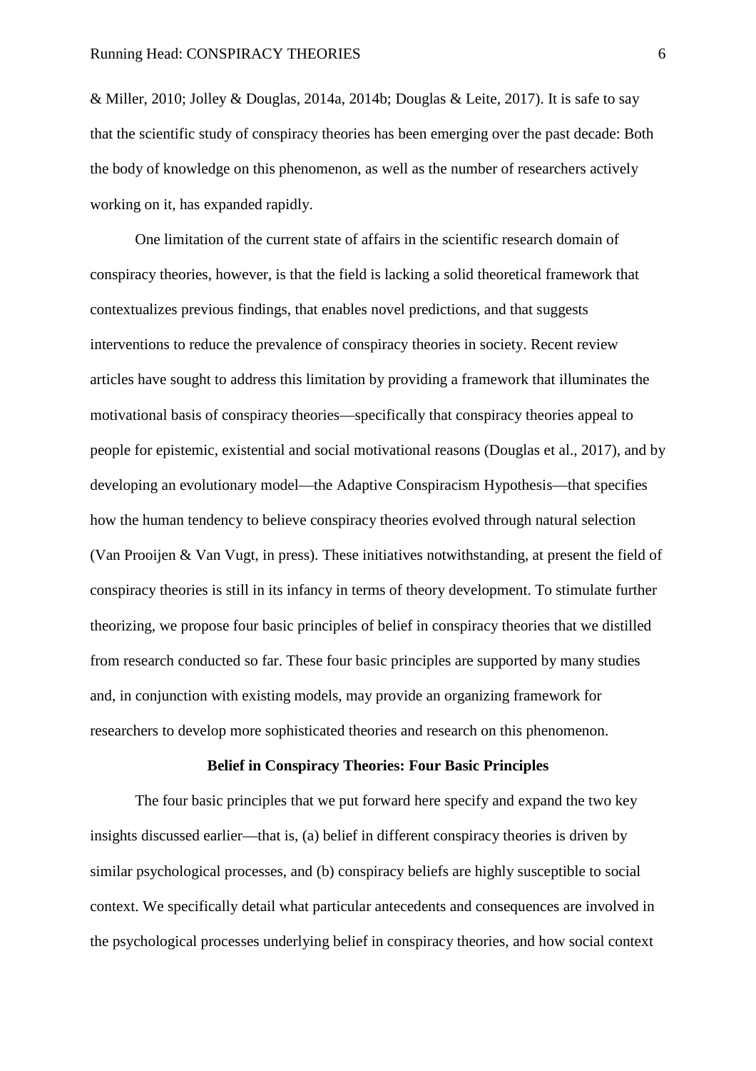& Miller, 2010; Jolley & Douglas, 2014a, 2014b; Douglas & Leite, 2017). It is safe to say that the scientific study of conspiracy theories has been emerging over the past decade: Both the body of knowledge on this phenomenon, as well as the number of researchers actively working on it, has expanded rapidly.

One limitation of the current state of affairs in the scientific research domain of conspiracy theories, however, is that the field is lacking a solid theoretical framework that contextualizes previous findings, that enables novel predictions, and that suggests interventions to reduce the prevalence of conspiracy theories in society. Recent review articles have sought to address this limitation by providing a framework that illuminates the motivational basis of conspiracy theories—specifically that conspiracy theories appeal to people for epistemic, existential and social motivational reasons (Douglas et al., 2017), and by developing an evolutionary model—the Adaptive Conspiracism Hypothesis—that specifies how the human tendency to believe conspiracy theories evolved through natural selection (Van Prooijen & Van Vugt, in press). These initiatives notwithstanding, at present the field of conspiracy theories is still in its infancy in terms of theory development. To stimulate further theorizing, we propose four basic principles of belief in conspiracy theories that we distilled from research conducted so far. These four basic principles are supported by many studies and, in conjunction with existing models, may provide an organizing framework for researchers to develop more sophisticated theories and research on this phenomenon.

## Belief in Conspiracy Theories: Four Basic Principles

The four basic principles that we put forward here specify and expand the two key insights discussed earlier—that is, (a) belief in different conspiracy theories is driven by similar psychological processes, and (b) conspiracy beliefs are highly susceptible to social context. We specifically detail what particular antecedents and consequences are involved in the psychological processes underlying belief in conspiracy theories, and how social context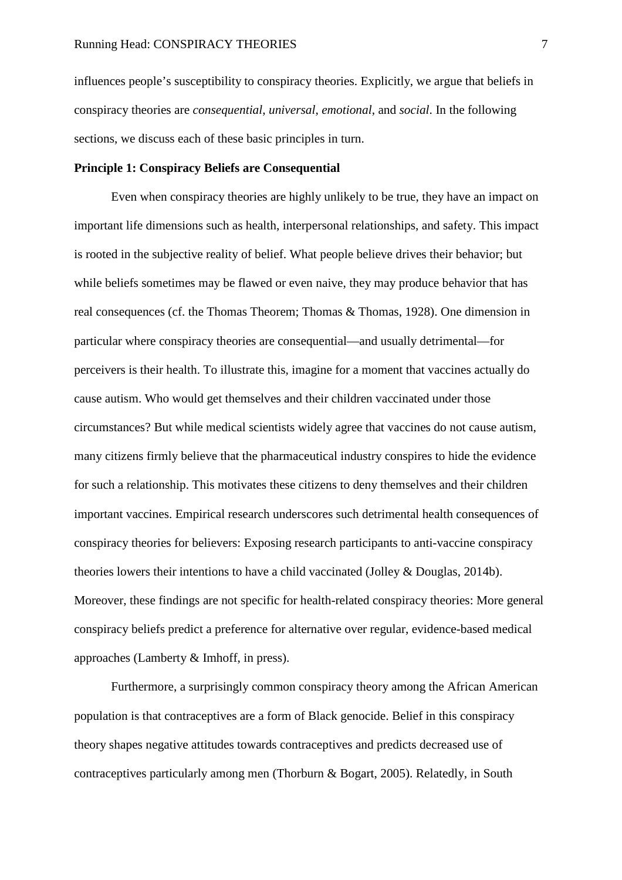influences people's susceptibility to conspiracy theories. Explicitly, we argue that beliefs in conspiracy theories are *consequential*, *universal*, *emotional*, and *social*. In the following sections, we discuss each of these basic principles in turn.

**Principle 1: Conspiracy Beliefs are Consequential**

Even when conspiracy theories are highly unlikely to be true, they have an impact on important life dimensions such as health, interpersonal relationships, and safety. This impact is rooted in the subjective reality of belief. What people believe drives their behavior; but while beliefs sometimes may be flawed or even naive, they may produce behavior that has real consequences (cf. the Thomas Theorem; Thomas & Thomas, 1928). One dimension in particular where conspiracy theories are consequential—and usually detrimental—for perceivers is their health. To illustrate this, imagine for a moment that vaccines actually do cause autism. Who would get themselves and their children vaccinated under those circumstances? But while medical scientists widely agree that vaccines do not cause autism, many citizens firmly believe that the pharmaceutical industry conspires to hide the evidence for such a relationship. This motivates these citizens to deny themselves and their children important vaccines. Empirical research underscores such detrimental health consequences of conspiracy theories for believers: Exposing research participants to anti-vaccine conspiracy theories lowers their intentions to have a child vaccinated (Jolley & Douglas, 2014b). Moreover, these findings are not specific for health-related conspiracy theories: More general conspiracy beliefs predict a preference for alternative over regular, evidence-based medical approaches (Lamberty & Imhoff, in press).

Furthermore, a surprisingly common conspiracy theory among the African American population is that contraceptives are a form of Black genocide. Belief in this conspiracy theory shapes negative attitudes towards contraceptives and predicts decreased use of contraceptives particularly among men (Thorburn & Bogart, 2005). Relatedly, in South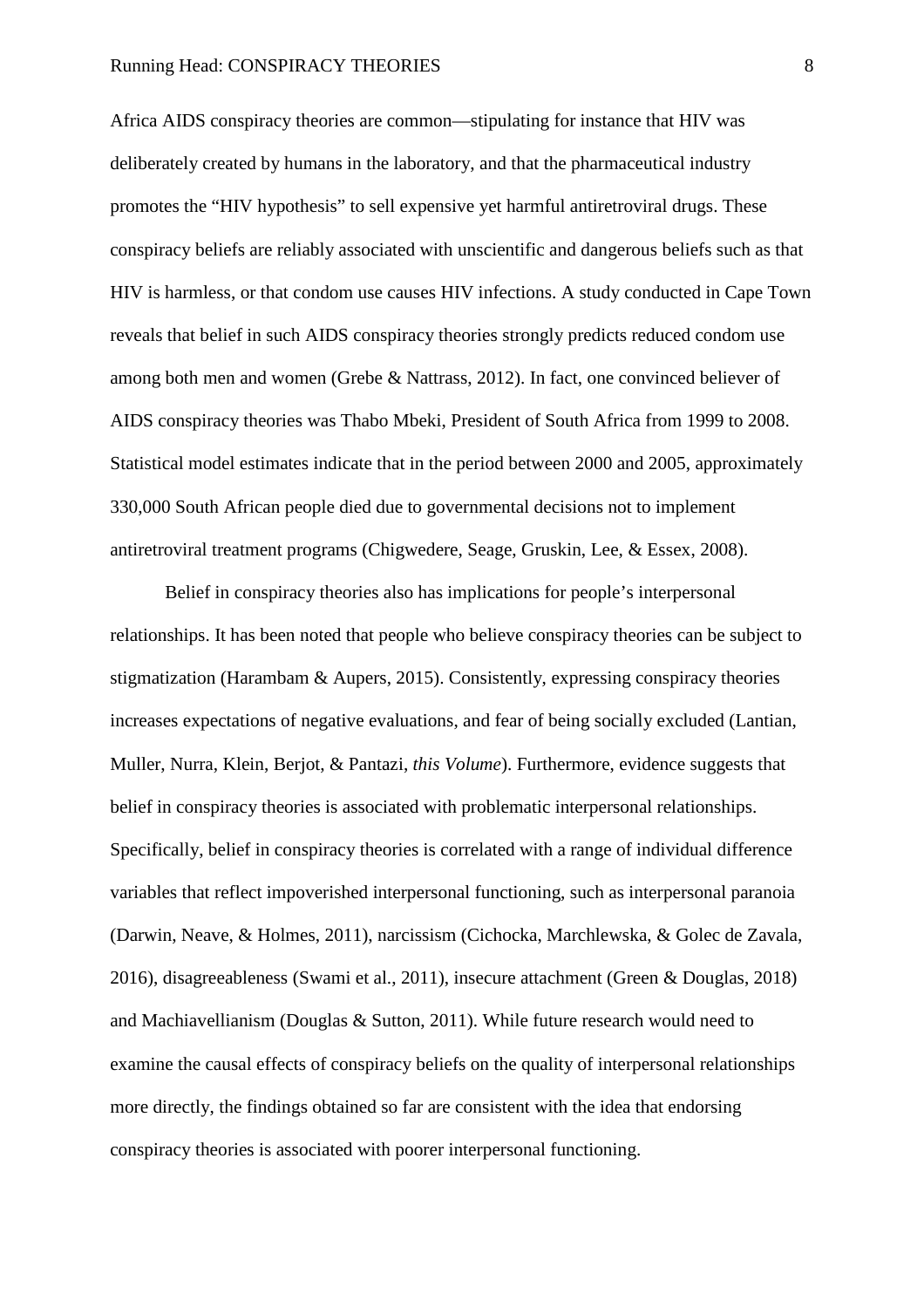Africa AIDS conspiracy theories are common—stipulating for instance that HIV was deliberately created by humans in the laboratory, and that the pharmaceutical industry promotes the "HIV hypothesis" to sell expensive yet harmful antiretroviral drugs. These conspiracy beliefs are reliably associated with unscientific and dangerous beliefs such as that HIV is harmless, or that condom use causes HIV infections. A study conducted in Cape Town reveals that belief in such AIDS conspiracy theories strongly predicts reduced condom use among both men and women (Grebe & Nattrass, 2012). In fact, one convinced believer of AIDS conspiracy theories was Thabo Mbeki, President of South Africa from 1999 to 2008. Statistical model estimates indicate that in the period between 2000 and 2005, approximately 330,000 South African people died due to governmental decisions not to implement antiretroviral treatment programs (Chigwedere, Seage, Gruskin, Lee, & Essex, 2008).

Belief in conspiracy theories also has implications for people's interpersonal relationships. It has been noted that people who believe conspiracy theories can be subject to stigmatization (Harambam & Aupers, 2015). Consistently, expressing conspiracy theories increases expectations of negative evaluations, and fear of being socially excluded (Lantian, Muller, Nurra, Klein, Berjot, & Pantazi, *this Volume*). Furthermore, evidence suggests that belief in conspiracy theories is associated with problematic interpersonal relationships. Specifically, belief in conspiracy theories is correlated with a range of individual difference variables that reflect impoverished interpersonal functioning, such as interpersonal paranoia (Darwin, Neave, & Holmes, 2011), narcissism (Cichocka, Marchlewska, & Golec de Zavala, 2016), disagreeableness (Swami et al., 2011), insecure attachment (Green & Douglas, 2018) and Machiavellianism (Douglas & Sutton, 2011). While future research would need to examine the causal effects of conspiracy beliefs on the quality of interpersonal relationships more directly, the findings obtained so far are consistent with the idea that endorsing conspiracy theories is associated with poorer interpersonal functioning.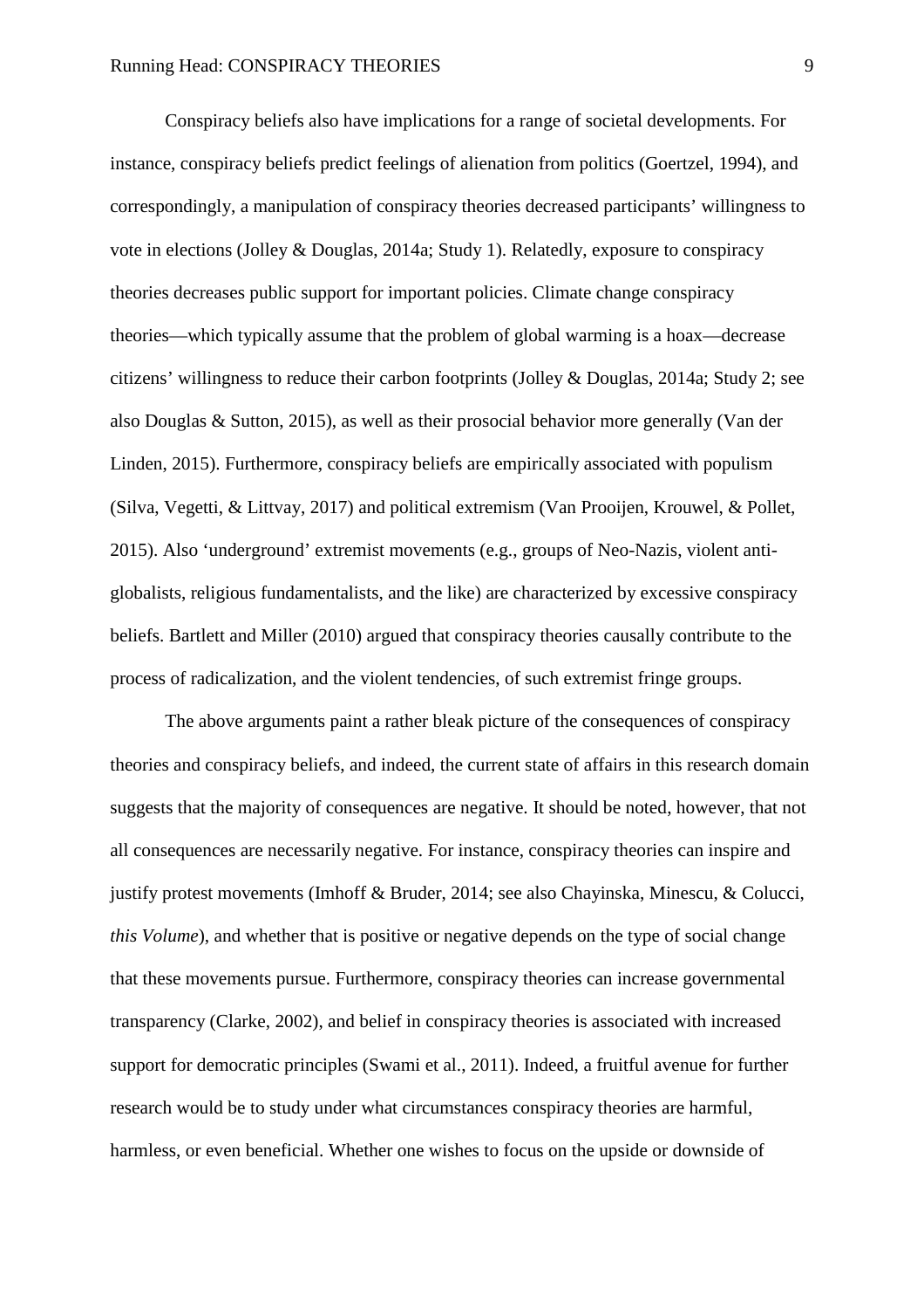Conspiracy beliefs also have implications for a range of societal developments. For instance, conspiracy beliefs predict feelings of alienation from politics (Goertzel, 1994), and correspondingly, a manipulation of conspiracy theories decreased participants' willingness to vote in elections (Jolley & Douglas, 2014a; Study 1). Relatedly, exposure to conspiracy theories decreases public support for important policies. Climate change conspiracy theories—which typically assume that the problem of global warming is a hoax—decrease citizens' willingness to reduce their carbon footprints (Jolley & Douglas, 2014a; Study 2; see also Douglas & Sutton, 2015), as well as their prosocial behavior more generally (Van der Linden, 2015). Furthermore, conspiracy beliefs are empirically associated with populism (Silva, Vegetti, & Littvay, 2017) and political extremism (Van Prooijen, Krouwel, & Pollet, 2015). Also 'underground' extremist movements (e.g., groups of Neo-Nazis, violent anti-globalists, religious fundamentalists, and the like) are characterized by excessive conspiracy beliefs. Bartlett and Miller (2010) argued that conspiracy theories causally contribute to the process of radicalization, and the violent tendencies, of such extremist fringe groups.

The above arguments paint a rather bleak picture of the consequences of conspiracy theories and conspiracy beliefs, and indeed, the current state of affairs in this research domain suggests that the majority of consequences are negative. It should be noted, however, that not all consequences are necessarily negative. For instance, conspiracy theories can inspire and justify protest movements (Imhoff & Bruder, 2014; see also Chayinska, Minescu, & Colucci, *this Volume*), and whether that is positive or negative depends on the type of social change that these movements pursue. Furthermore, conspiracy theories can increase governmental transparency (Clarke, 2002), and belief in conspiracy theories is associated with increased support for democratic principles (Swami et al., 2011). Indeed, a fruitful avenue for further research would be to study under what circumstances conspiracy theories are harmful, harmless, or even beneficial. Whether one wishes to focus on the upside or downside of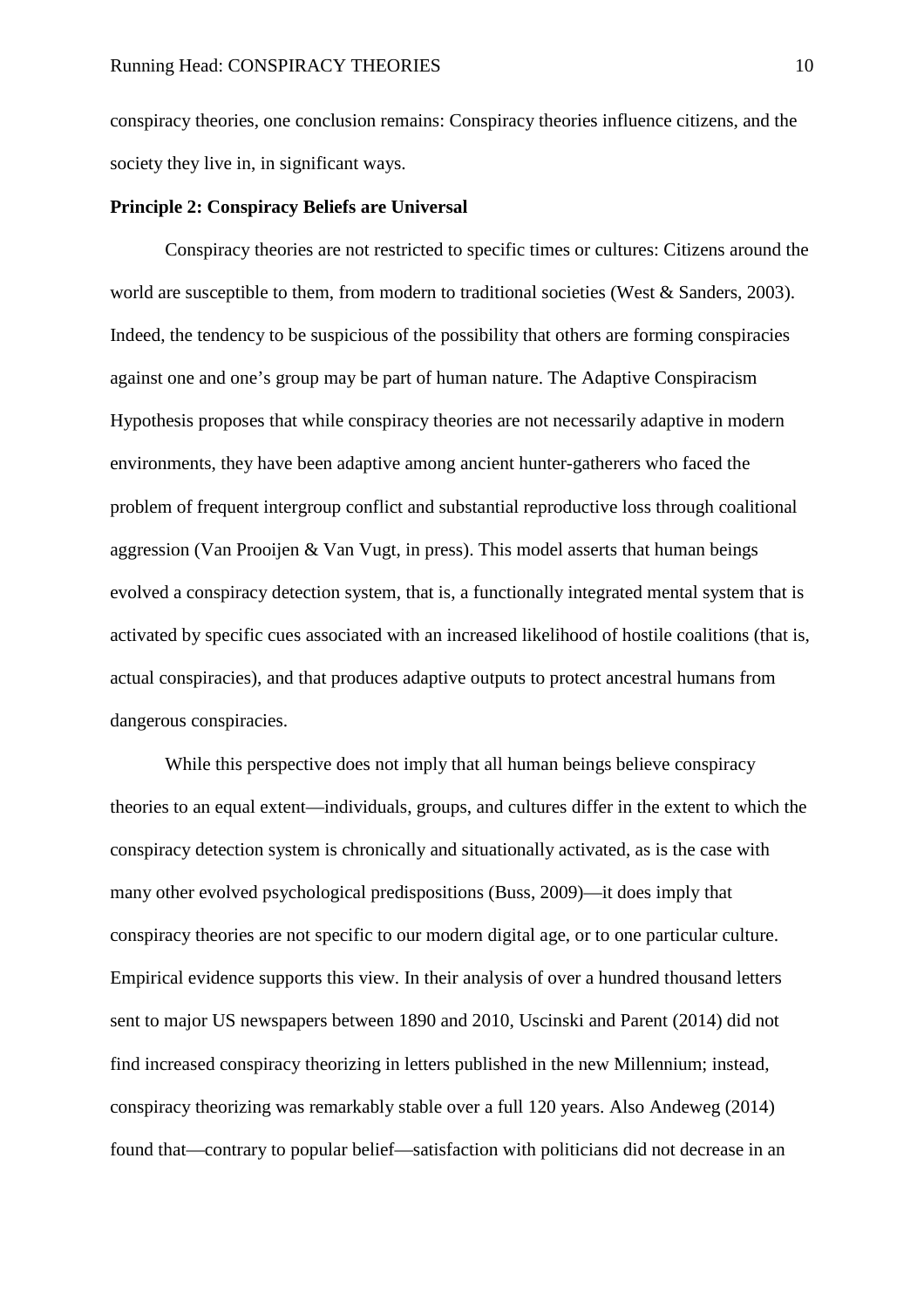conspiracy theories, one conclusion remains: Conspiracy theories influence citizens, and the society they live in, in significant ways.

**Principle 2: Conspiracy Beliefs are Universal**

Conspiracy theories are not restricted to specific times or cultures: Citizens around the world are susceptible to them, from modern to traditional societies (West & Sanders, 2003). Indeed, the tendency to be suspicious of the possibility that others are forming conspiracies against one and one's group may be part of human nature. The Adaptive Conspiracism Hypothesis proposes that while conspiracy theories are not necessarily adaptive in modern environments, they have been adaptive among ancient hunter-gatherers who faced the problem of frequent intergroup conflict and substantial reproductive loss through coalitional aggression (Van Prooijen & Van Vugt, in press). This model asserts that human beings evolved a conspiracy detection system, that is, a functionally integrated mental system that is activated by specific cues associated with an increased likelihood of hostile coalitions (that is, actual conspiracies), and that produces adaptive outputs to protect ancestral humans from dangerous conspiracies.

While this perspective does not imply that all human beings believe conspiracy theories to an equal extent—individuals, groups, and cultures differ in the extent to which the conspiracy detection system is chronically and situationally activated, as is the case with many other evolved psychological predispositions (Buss, 2009)—it does imply that conspiracy theories are not specific to our modern digital age, or to one particular culture. Empirical evidence supports this view. In their analysis of over a hundred thousand letters sent to major US newspapers between 1890 and 2010, Uscinski and Parent (2014) did not find increased conspiracy theorizing in letters published in the new Millennium; instead, conspiracy theorizing was remarkably stable over a full 120 years. Also Andeweg (2014) found that—contrary to popular belief—satisfaction with politicians did not decrease in an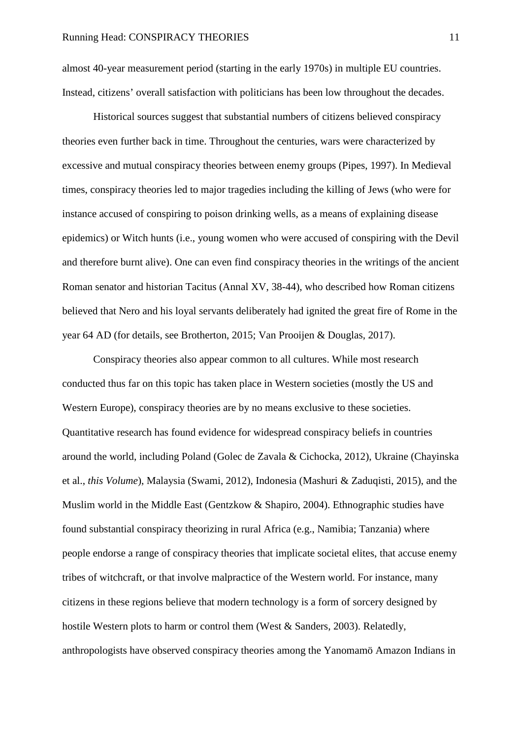almost 40-year measurement period (starting in the early 1970s) in multiple EU countries. Instead, citizens' overall satisfaction with politicians has been low throughout the decades.

Historical sources suggest that substantial numbers of citizens believed conspiracy theories even further back in time. Throughout the centuries, wars were characterized by excessive and mutual conspiracy theories between enemy groups (Pipes, 1997). In Medieval times, conspiracy theories led to major tragedies including the killing of Jews (who were for instance accused of conspiring to poison drinking wells, as a means of explaining disease epidemics) or Witch hunts (i.e., young women who were accused of conspiring with the Devil and therefore burnt alive). One can even find conspiracy theories in the writings of the ancient Roman senator and historian Tacitus (Annal XV, 38-44), who described how Roman citizens believed that Nero and his loyal servants deliberately had ignited the great fire of Rome in the year 64 AD (for details, see Brotherton, 2015; Van Prooijen & Douglas, 2017).

Conspiracy theories also appear common to all cultures. While most research conducted thus far on this topic has taken place in Western societies (mostly the US and Western Europe), conspiracy theories are by no means exclusive to these societies. Quantitative research has found evidence for widespread conspiracy beliefs in countries around the world, including Poland (Golec de Zavala & Cichocka, 2012), Ukraine (Chayinska et al., *this Volume*), Malaysia (Swami, 2012), Indonesia (Mashuri & Zaduqisti, 2015), and the Muslim world in the Middle East (Gentzkow & Shapiro, 2004). Ethnographic studies have found substantial conspiracy theorizing in rural Africa (e.g., Namibia; Tanzania) where people endorse a range of conspiracy theories that implicate societal elites, that accuse enemy tribes of witchcraft, or that involve malpractice of the Western world. For instance, many citizens in these regions believe that modern technology is a form of sorcery designed by hostile Western plots to harm or control them (West & Sanders, 2003). Relatedly, anthropologists have observed conspiracy theories among the Yanomamö Amazon Indians in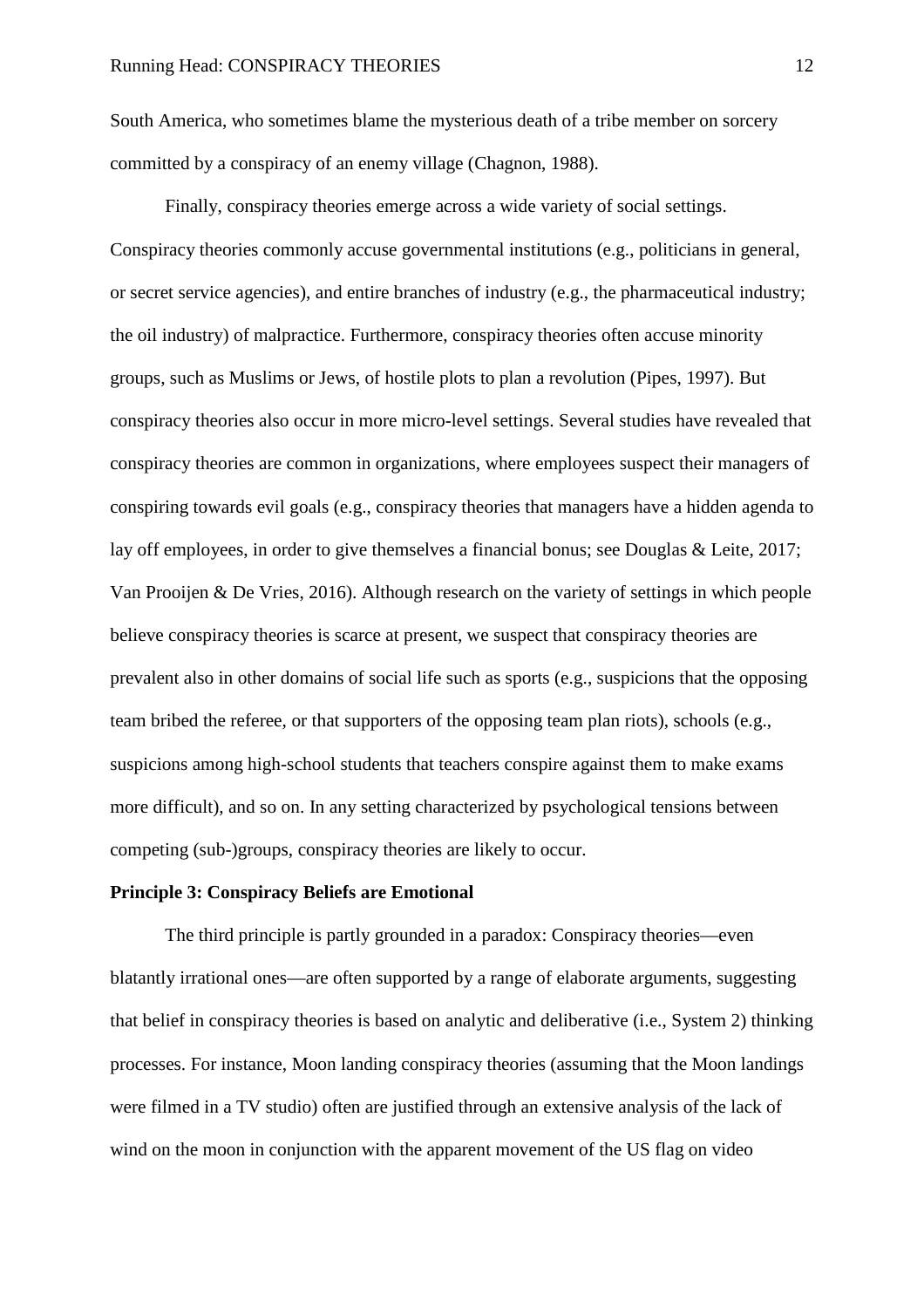South America, who sometimes blame the mysterious death of a tribe member on sorcery committed by a conspiracy of an enemy village (Chagnon, 1988).

Finally, conspiracy theories emerge across a wide variety of social settings. Conspiracy theories commonly accuse governmental institutions (e.g., politicians in general, or secret service agencies), and entire branches of industry (e.g., the pharmaceutical industry; the oil industry) of malpractice. Furthermore, conspiracy theories often accuse minority groups, such as Muslims or Jews, of hostile plots to plan a revolution (Pipes, 1997). But conspiracy theories also occur in more micro-level settings. Several studies have revealed that conspiracy theories are common in organizations, where employees suspect their managers of conspiring towards evil goals (e.g., conspiracy theories that managers have a hidden agenda to lay off employees, in order to give themselves a financial bonus; see Douglas & Leite, 2017; Van Prooijen & De Vries, 2016). Although research on the variety of settings in which people believe conspiracy theories is scarce at present, we suspect that conspiracy theories are prevalent also in other domains of social life such as sports (e.g., suspicions that the opposing team bribed the referee, or that supporters of the opposing team plan riots), schools (e.g., suspicions among high-school students that teachers conspire against them to make exams more difficult), and so on. In any setting characterized by psychological tensions between competing (sub-)groups, conspiracy theories are likely to occur.

**Principle 3: Conspiracy Beliefs are Emotional**

The third principle is partly grounded in a paradox: Conspiracy theories—even blatantly irrational ones—are often supported by a range of elaborate arguments, suggesting that belief in conspiracy theories is based on analytic and deliberative (i.e., System 2) thinking processes. For instance, Moon landing conspiracy theories (assuming that the Moon landings were filmed in a TV studio) often are justified through an extensive analysis of the lack of wind on the moon in conjunction with the apparent movement of the US flag on video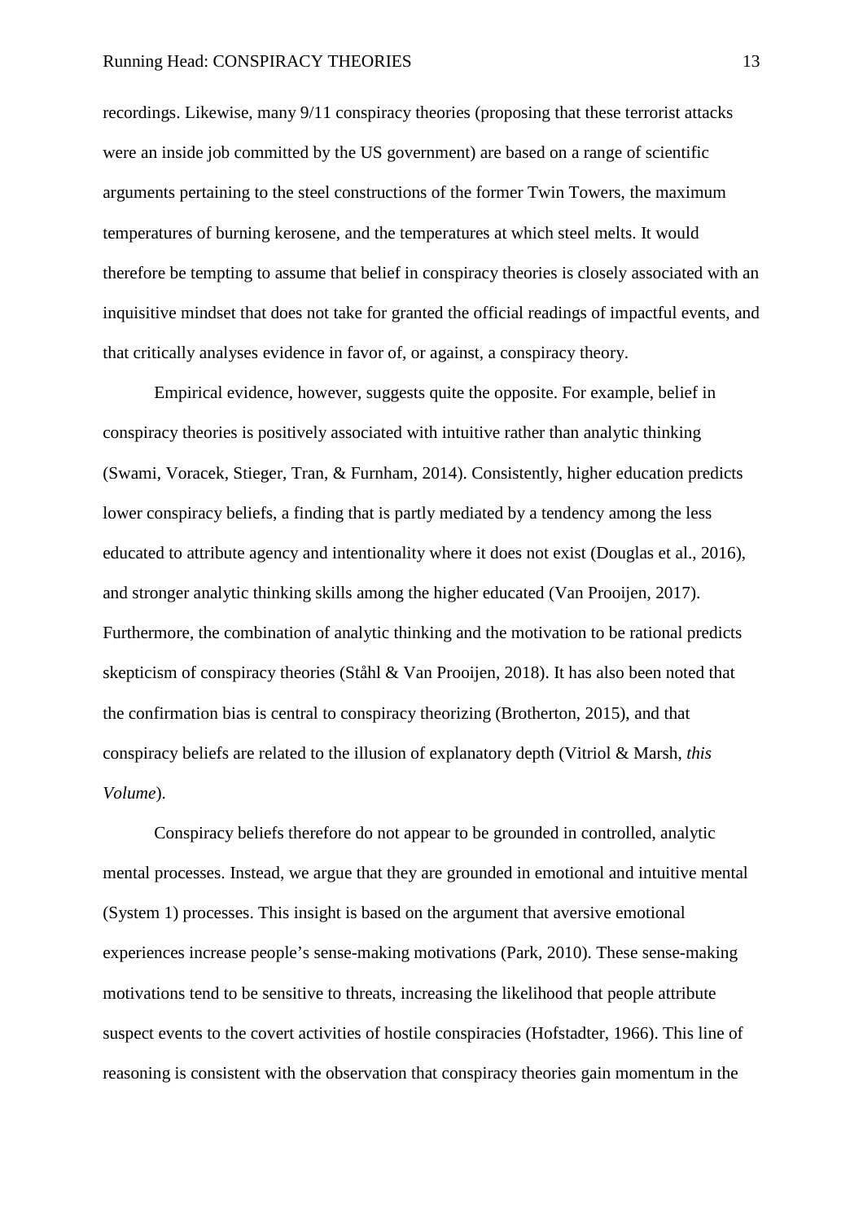recordings. Likewise, many 9/11 conspiracy theories (proposing that these terrorist attacks were an inside job committed by the US government) are based on a range of scientific arguments pertaining to the steel constructions of the former Twin Towers, the maximum temperatures of burning kerosene, and the temperatures at which steel melts. It would therefore be tempting to assume that belief in conspiracy theories is closely associated with an inquisitive mindset that does not take for granted the official readings of impactful events, and that critically analyses evidence in favor of, or against, a conspiracy theory.

Empirical evidence, however, suggests quite the opposite. For example, belief in conspiracy theories is positively associated with intuitive rather than analytic thinking (Swami, Voracek, Stieger, Tran, & Furnham, 2014). Consistently, higher education predicts lower conspiracy beliefs, a finding that is partly mediated by a tendency among the less educated to attribute agency and intentionality where it does not exist (Douglas et al., 2016), and stronger analytic thinking skills among the higher educated (Van Prooijen, 2017). Furthermore, the combination of analytic thinking and the motivation to be rational predicts skepticism of conspiracy theories (Ståhl & Van Prooijen, 2018). It has also been noted that the confirmation bias is central to conspiracy theorizing (Brotherton, 2015), and that conspiracy beliefs are related to the illusion of explanatory depth (Vitriol & Marsh, *this Volume*).

Conspiracy beliefs therefore do not appear to be grounded in controlled, analytic mental processes. Instead, we argue that they are grounded in emotional and intuitive mental (System 1) processes. This insight is based on the argument that aversive emotional experiences increase people's sense-making motivations (Park, 2010). These sense-making motivations tend to be sensitive to threats, increasing the likelihood that people attribute suspect events to the covert activities of hostile conspiracies (Hofstadter, 1966). This line of reasoning is consistent with the observation that conspiracy theories gain momentum in the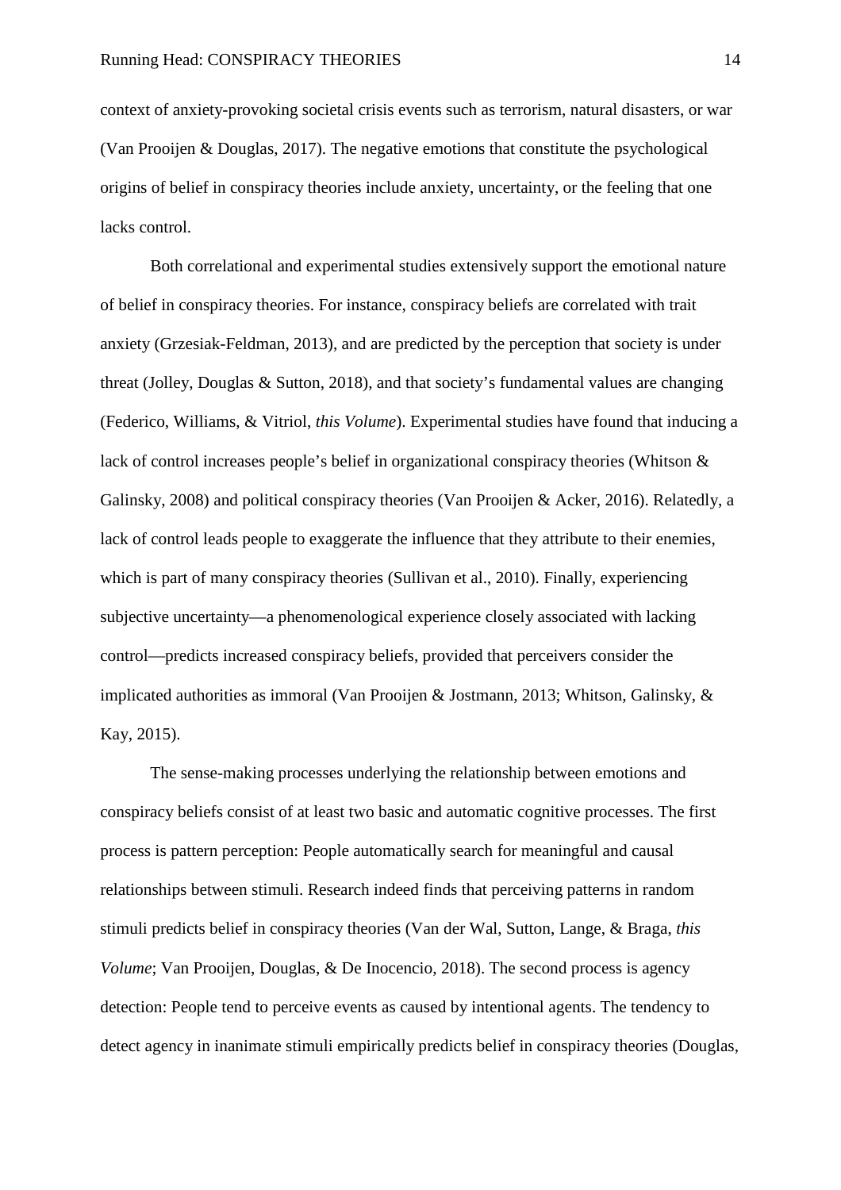context of anxiety-provoking societal crisis events such as terrorism, natural disasters, or war (Van Prooijen & Douglas, 2017). The negative emotions that constitute the psychological origins of belief in conspiracy theories include anxiety, uncertainty, or the feeling that one lacks control.

Both correlational and experimental studies extensively support the emotional nature of belief in conspiracy theories. For instance, conspiracy beliefs are correlated with trait anxiety (Grzesiak-Feldman, 2013), and are predicted by the perception that society is under threat (Jolley, Douglas & Sutton, 2018), and that society's fundamental values are changing (Federico, Williams, & Vitriol, *this Volume*). Experimental studies have found that inducing a lack of control increases people's belief in organizational conspiracy theories (Whitson & Galinsky, 2008) and political conspiracy theories (Van Prooijen & Acker, 2016). Relatedly, a lack of control leads people to exaggerate the influence that they attribute to their enemies, which is part of many conspiracy theories (Sullivan et al., 2010). Finally, experiencing subjective uncertainty—a phenomenological experience closely associated with lacking control—predicts increased conspiracy beliefs, provided that perceivers consider the implicated authorities as immoral (Van Prooijen & Jostmann, 2013; Whitson, Galinsky, & Kay, 2015).

The sense-making processes underlying the relationship between emotions and conspiracy beliefs consist of at least two basic and automatic cognitive processes. The first process is pattern perception: People automatically search for meaningful and causal relationships between stimuli. Research indeed finds that perceiving patterns in random stimuli predicts belief in conspiracy theories (Van der Wal, Sutton, Lange, & Braga, *this Volume*; Van Prooijen, Douglas, & De Inocencio, 2018). The second process is agency detection: People tend to perceive events as caused by intentional agents. The tendency to detect agency in inanimate stimuli empirically predicts belief in conspiracy theories (Douglas,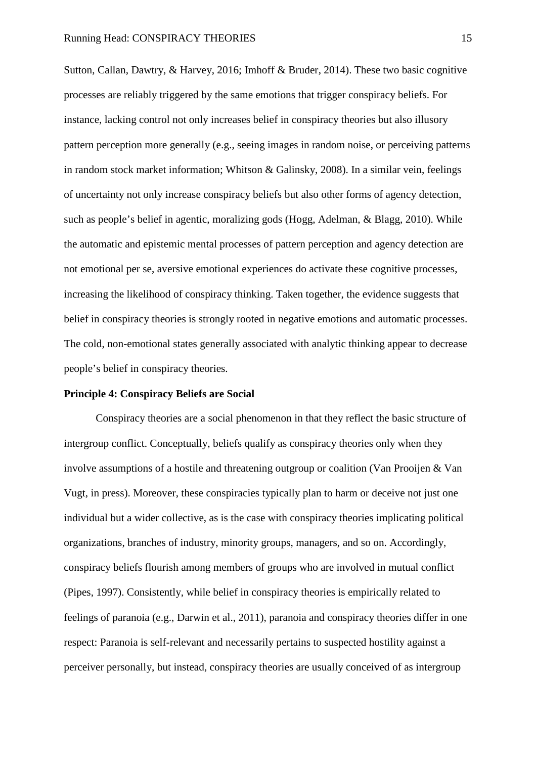Sutton, Callan, Dawtry, & Harvey, 2016; Imhoff & Bruder, 2014). These two basic cognitive processes are reliably triggered by the same emotions that trigger conspiracy beliefs. For instance, lacking control not only increases belief in conspiracy theories but also illusory pattern perception more generally (e.g., seeing images in random noise, or perceiving patterns in random stock market information; Whitson & Galinsky, 2008). In a similar vein, feelings of uncertainty not only increase conspiracy beliefs but also other forms of agency detection, such as people's belief in agentic, moralizing gods (Hogg, Adelman, & Blagg, 2010). While the automatic and epistemic mental processes of pattern perception and agency detection are not emotional per se, aversive emotional experiences do activate these cognitive processes, increasing the likelihood of conspiracy thinking. Taken together, the evidence suggests that belief in conspiracy theories is strongly rooted in negative emotions and automatic processes. The cold, non-emotional states generally associated with analytic thinking appear to decrease people's belief in conspiracy theories.

**Principle 4: Conspiracy Beliefs are Social**

Conspiracy theories are a social phenomenon in that they reflect the basic structure of intergroup conflict. Conceptually, beliefs qualify as conspiracy theories only when they involve assumptions of a hostile and threatening outgroup or coalition (Van Prooijen & Van Vugt, in press). Moreover, these conspiracies typically plan to harm or deceive not just one individual but a wider collective, as is the case with conspiracy theories implicating political organizations, branches of industry, minority groups, managers, and so on. Accordingly, conspiracy beliefs flourish among members of groups who are involved in mutual conflict (Pipes, 1997). Consistently, while belief in conspiracy theories is empirically related to feelings of paranoia (e.g., Darwin et al., 2011), paranoia and conspiracy theories differ in one respect: Paranoia is self-relevant and necessarily pertains to suspected hostility against a perceiver personally, but instead, conspiracy theories are usually conceived of as intergroup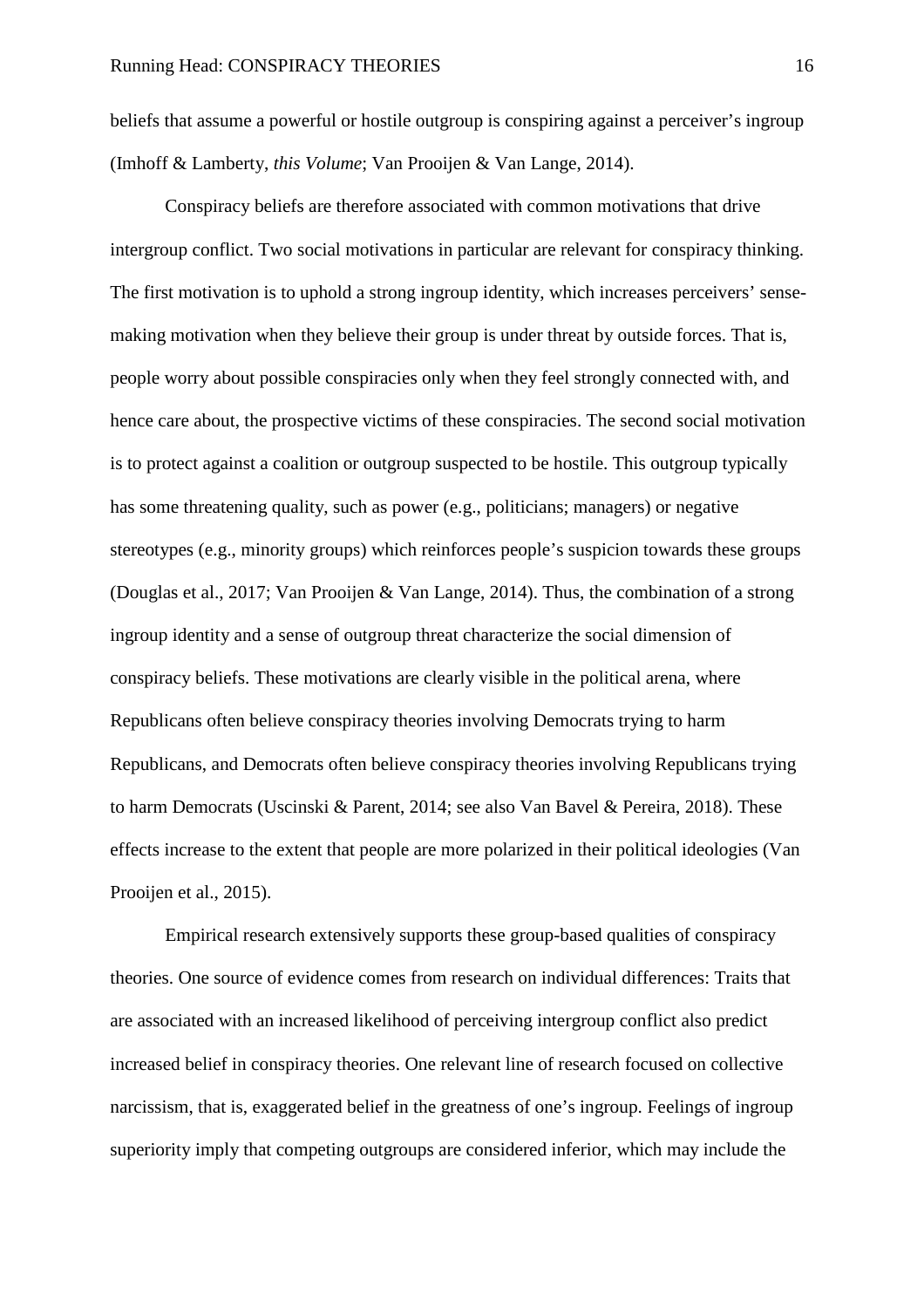beliefs that assume a powerful or hostile outgroup is conspiring against a perceiver's ingroup (Imhoff & Lamberty, *this Volume*; Van Prooijen & Van Lange, 2014).

Conspiracy beliefs are therefore associated with common motivations that drive intergroup conflict. Two social motivations in particular are relevant for conspiracy thinking. The first motivation is to uphold a strong ingroup identity, which increases perceivers' sense-making motivation when they believe their group is under threat by outside forces. That is, people worry about possible conspiracies only when they feel strongly connected with, and hence care about, the prospective victims of these conspiracies. The second social motivation is to protect against a coalition or outgroup suspected to be hostile. This outgroup typically has some threatening quality, such as power (e.g., politicians; managers) or negative stereotypes (e.g., minority groups) which reinforces people's suspicion towards these groups (Douglas et al., 2017; Van Prooijen & Van Lange, 2014). Thus, the combination of a strong ingroup identity and a sense of outgroup threat characterize the social dimension of conspiracy beliefs. These motivations are clearly visible in the political arena, where Republicans often believe conspiracy theories involving Democrats trying to harm Republicans, and Democrats often believe conspiracy theories involving Republicans trying to harm Democrats (Uscinski & Parent, 2014; see also Van Bavel & Pereira, 2018). These effects increase to the extent that people are more polarized in their political ideologies (Van Prooijen et al., 2015).

Empirical research extensively supports these group-based qualities of conspiracy theories. One source of evidence comes from research on individual differences: Traits that are associated with an increased likelihood of perceiving intergroup conflict also predict increased belief in conspiracy theories. One relevant line of research focused on collective narcissism, that is, exaggerated belief in the greatness of one's ingroup. Feelings of ingroup superiority imply that competing outgroups are considered inferior, which may include the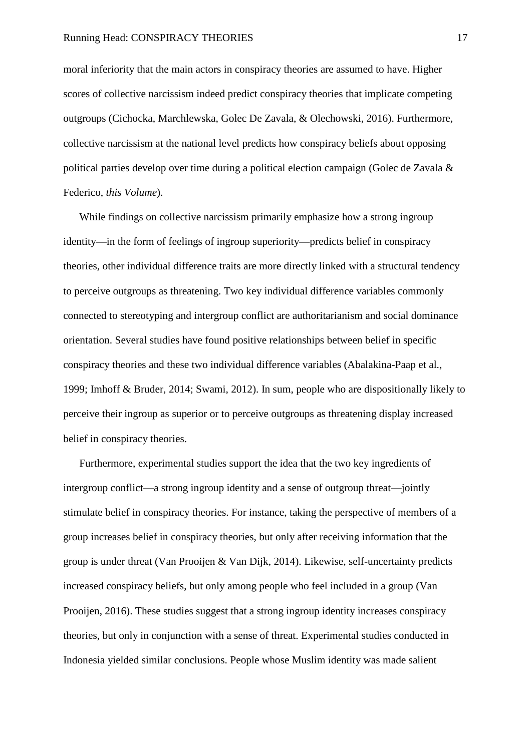moral inferiority that the main actors in conspiracy theories are assumed to have. Higher scores of collective narcissism indeed predict conspiracy theories that implicate competing outgroups (Cichocka, Marchlewska, Golec De Zavala, & Olechowski, 2016). Furthermore, collective narcissism at the national level predicts how conspiracy beliefs about opposing political parties develop over time during a political election campaign (Golec de Zavala & Federico, *this Volume*).

While findings on collective narcissism primarily emphasize how a strong ingroup identity—in the form of feelings of ingroup superiority—predicts belief in conspiracy theories, other individual difference traits are more directly linked with a structural tendency to perceive outgroups as threatening. Two key individual difference variables commonly connected to stereotyping and intergroup conflict are authoritarianism and social dominance orientation. Several studies have found positive relationships between belief in specific conspiracy theories and these two individual difference variables (Abalakina-Paap et al., 1999; Imhoff & Bruder, 2014; Swami, 2012). In sum, people who are dispositionally likely to perceive their ingroup as superior or to perceive outgroups as threatening display increased belief in conspiracy theories.

Furthermore, experimental studies support the idea that the two key ingredients of intergroup conflict—a strong ingroup identity and a sense of outgroup threat—jointly stimulate belief in conspiracy theories. For instance, taking the perspective of members of a group increases belief in conspiracy theories, but only after receiving information that the group is under threat (Van Prooijen & Van Dijk, 2014). Likewise, self-uncertainty predicts increased conspiracy beliefs, but only among people who feel included in a group (Van Prooijen, 2016). These studies suggest that a strong ingroup identity increases conspiracy theories, but only in conjunction with a sense of threat. Experimental studies conducted in Indonesia yielded similar conclusions. People whose Muslim identity was made salient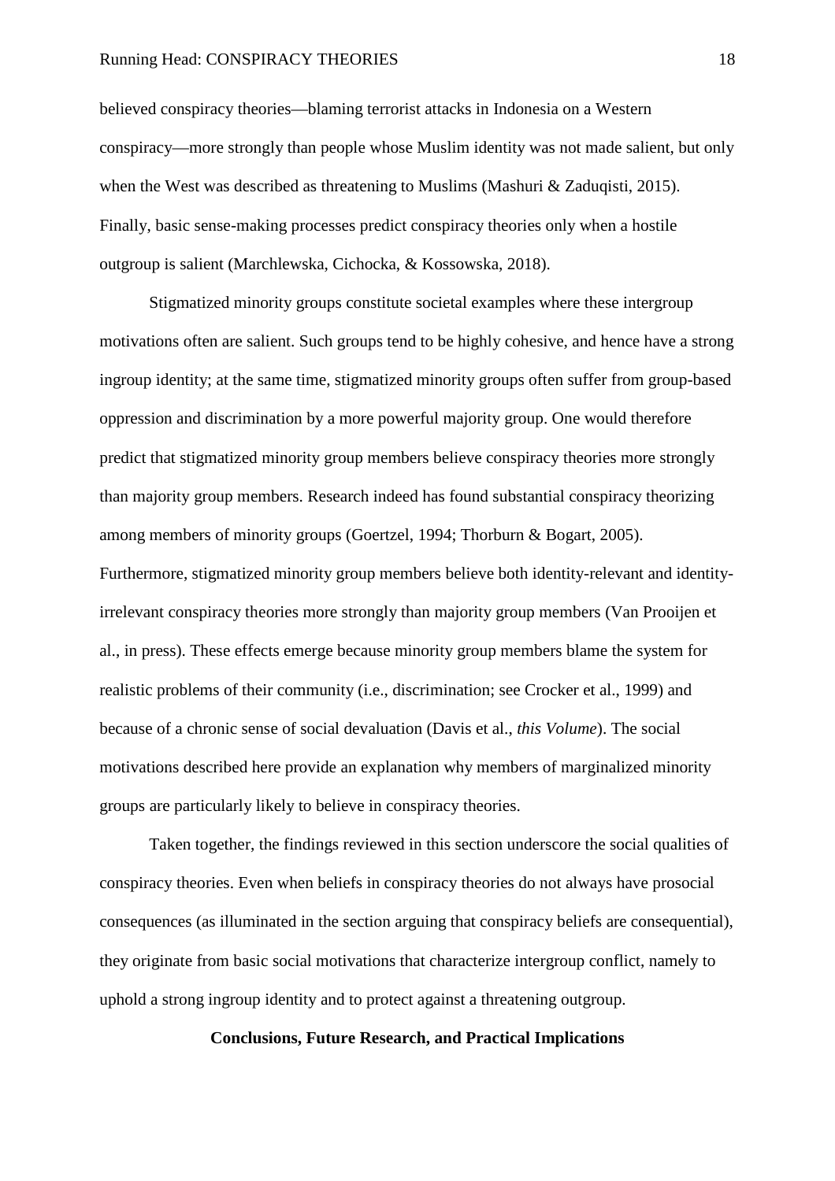believed conspiracy theories—blaming terrorist attacks in Indonesia on a Western conspiracy—more strongly than people whose Muslim identity was not made salient, but only when the West was described as threatening to Muslims (Mashuri & Zaduqisti, 2015). Finally, basic sense-making processes predict conspiracy theories only when a hostile outgroup is salient (Marchlewska, Cichocka, & Kossowska, 2018).

Stigmatized minority groups constitute societal examples where these intergroup motivations often are salient. Such groups tend to be highly cohesive, and hence have a strong ingroup identity; at the same time, stigmatized minority groups often suffer from group-based oppression and discrimination by a more powerful majority group. One would therefore predict that stigmatized minority group members believe conspiracy theories more strongly than majority group members. Research indeed has found substantial conspiracy theorizing among members of minority groups (Goertzel, 1994; Thorburn & Bogart, 2005). Furthermore, stigmatized minority group members believe both identity-relevant and identity-irrelevant conspiracy theories more strongly than majority group members (Van Prooijen et al., in press). These effects emerge because minority group members blame the system for realistic problems of their community (i.e., discrimination; see Crocker et al., 1999) and because of a chronic sense of social devaluation (Davis et al., *this Volume*). The social motivations described here provide an explanation why members of marginalized minority groups are particularly likely to believe in conspiracy theories.

Taken together, the findings reviewed in this section underscore the social qualities of conspiracy theories. Even when beliefs in conspiracy theories do not always have prosocial consequences (as illuminated in the section arguing that conspiracy beliefs are consequential), they originate from basic social motivations that characterize intergroup conflict, namely to uphold a strong ingroup identity and to protect against a threatening outgroup.

## Conclusions, Future Research, and Practical Implications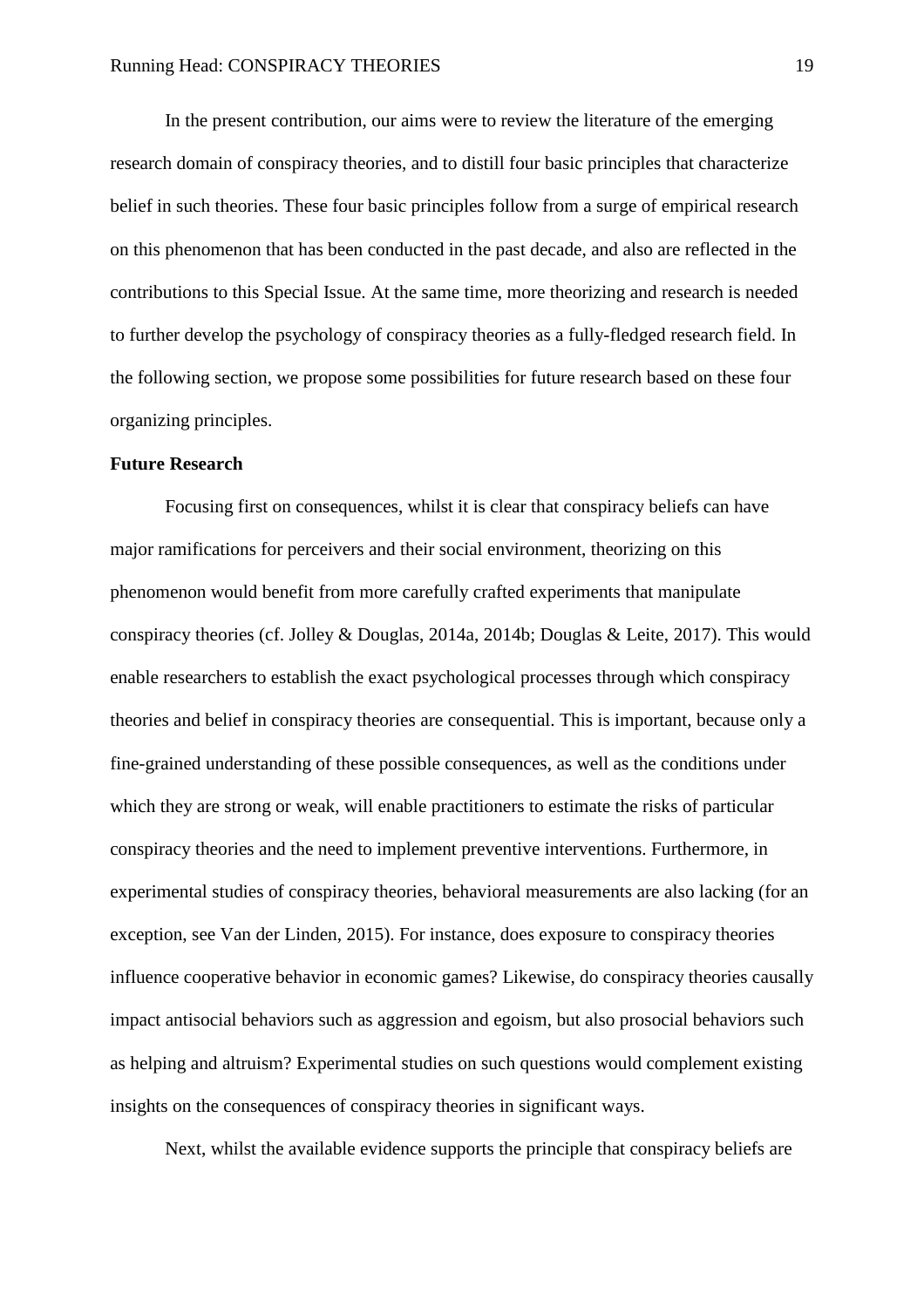In the present contribution, our aims were to review the literature of the emerging research domain of conspiracy theories, and to distill four basic principles that characterize belief in such theories. These four basic principles follow from a surge of empirical research on this phenomenon that has been conducted in the past decade, and also are reflected in the contributions to this Special Issue. At the same time, more theorizing and research is needed to further develop the psychology of conspiracy theories as a fully-fledged research field. In the following section, we propose some possibilities for future research based on these four organizing principles.

**Future Research**

Focusing first on consequences, whilst it is clear that conspiracy beliefs can have major ramifications for perceivers and their social environment, theorizing on this phenomenon would benefit from more carefully crafted experiments that manipulate conspiracy theories (cf. Jolley & Douglas, 2014a, 2014b; Douglas & Leite, 2017). This would enable researchers to establish the exact psychological processes through which conspiracy theories and belief in conspiracy theories are consequential. This is important, because only a fine-grained understanding of these possible consequences, as well as the conditions under which they are strong or weak, will enable practitioners to estimate the risks of particular conspiracy theories and the need to implement preventive interventions. Furthermore, in experimental studies of conspiracy theories, behavioral measurements are also lacking (for an exception, see Van der Linden, 2015). For instance, does exposure to conspiracy theories influence cooperative behavior in economic games? Likewise, do conspiracy theories causally impact antisocial behaviors such as aggression and egoism, but also prosocial behaviors such as helping and altruism? Experimental studies on such questions would complement existing insights on the consequences of conspiracy theories in significant ways.

Next, whilst the available evidence supports the principle that conspiracy beliefs are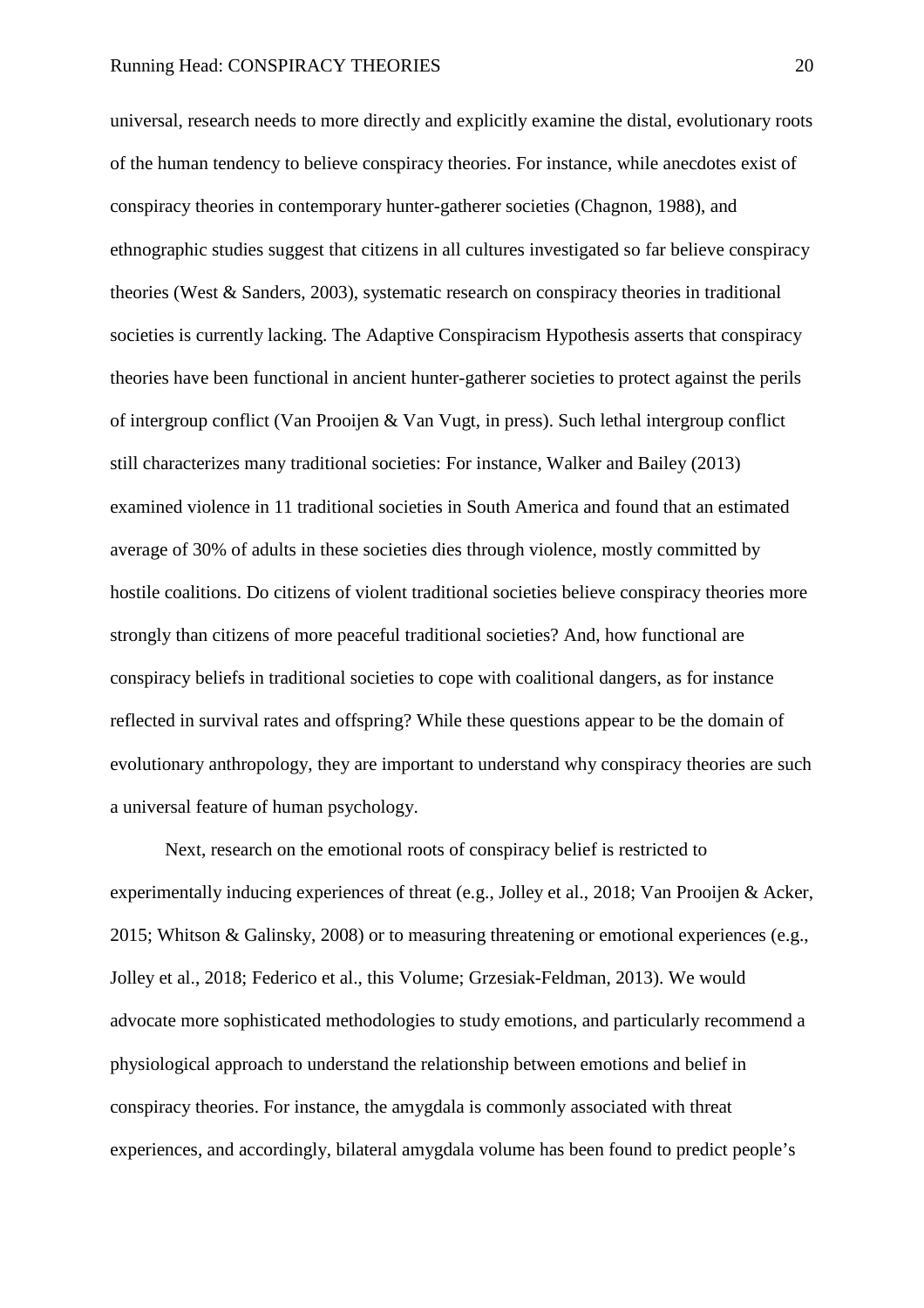universal, research needs to more directly and explicitly examine the distal, evolutionary roots of the human tendency to believe conspiracy theories. For instance, while anecdotes exist of conspiracy theories in contemporary hunter-gatherer societies (Chagnon, 1988), and ethnographic studies suggest that citizens in all cultures investigated so far believe conspiracy theories (West & Sanders, 2003), systematic research on conspiracy theories in traditional societies is currently lacking. The Adaptive Conspiracism Hypothesis asserts that conspiracy theories have been functional in ancient hunter-gatherer societies to protect against the perils of intergroup conflict (Van Prooijen & Van Vugt, in press). Such lethal intergroup conflict still characterizes many traditional societies: For instance, Walker and Bailey (2013) examined violence in 11 traditional societies in South America and found that an estimated average of 30% of adults in these societies dies through violence, mostly committed by hostile coalitions. Do citizens of violent traditional societies believe conspiracy theories more strongly than citizens of more peaceful traditional societies? And, how functional are conspiracy beliefs in traditional societies to cope with coalitional dangers, as for instance reflected in survival rates and offspring? While these questions appear to be the domain of evolutionary anthropology, they are important to understand why conspiracy theories are such a universal feature of human psychology.

Next, research on the emotional roots of conspiracy belief is restricted to experimentally inducing experiences of threat (e.g., Jolley et al., 2018; Van Prooijen & Acker, 2015; Whitson & Galinsky, 2008) or to measuring threatening or emotional experiences (e.g., Jolley et al., 2018; Federico et al., this Volume; Grzesiak-Feldman, 2013). We would advocate more sophisticated methodologies to study emotions, and particularly recommend a physiological approach to understand the relationship between emotions and belief in conspiracy theories. For instance, the amygdala is commonly associated with threat experiences, and accordingly, bilateral amygdala volume has been found to predict people's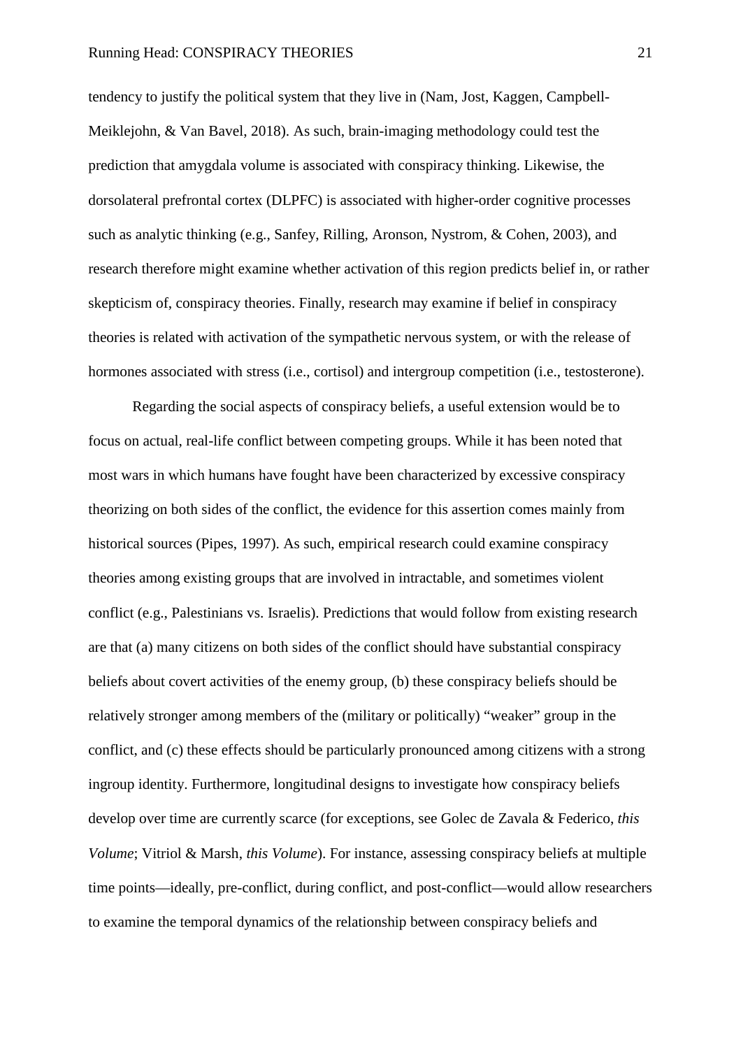tendency to justify the political system that they live in (Nam, Jost, Kaggen, Campbell-Meiklejohn, & Van Bavel, 2018). As such, brain-imaging methodology could test the prediction that amygdala volume is associated with conspiracy thinking. Likewise, the dorsolateral prefrontal cortex (DLPFC) is associated with higher-order cognitive processes such as analytic thinking (e.g., Sanfey, Rilling, Aronson, Nystrom, & Cohen, 2003), and research therefore might examine whether activation of this region predicts belief in, or rather skepticism of, conspiracy theories. Finally, research may examine if belief in conspiracy theories is related with activation of the sympathetic nervous system, or with the release of hormones associated with stress (i.e., cortisol) and intergroup competition (i.e., testosterone).

Regarding the social aspects of conspiracy beliefs, a useful extension would be to focus on actual, real-life conflict between competing groups. While it has been noted that most wars in which humans have fought have been characterized by excessive conspiracy theorizing on both sides of the conflict, the evidence for this assertion comes mainly from historical sources (Pipes, 1997). As such, empirical research could examine conspiracy theories among existing groups that are involved in intractable, and sometimes violent conflict (e.g., Palestinians vs. Israelis). Predictions that would follow from existing research are that (a) many citizens on both sides of the conflict should have substantial conspiracy beliefs about covert activities of the enemy group, (b) these conspiracy beliefs should be relatively stronger among members of the (military or politically) "weaker" group in the conflict, and (c) these effects should be particularly pronounced among citizens with a strong ingroup identity. Furthermore, longitudinal designs to investigate how conspiracy beliefs develop over time are currently scarce (for exceptions, see Golec de Zavala & Federico, *this Volume*; Vitriol & Marsh, *this Volume*). For instance, assessing conspiracy beliefs at multiple time points—ideally, pre-conflict, during conflict, and post-conflict—would allow researchers to examine the temporal dynamics of the relationship between conspiracy beliefs and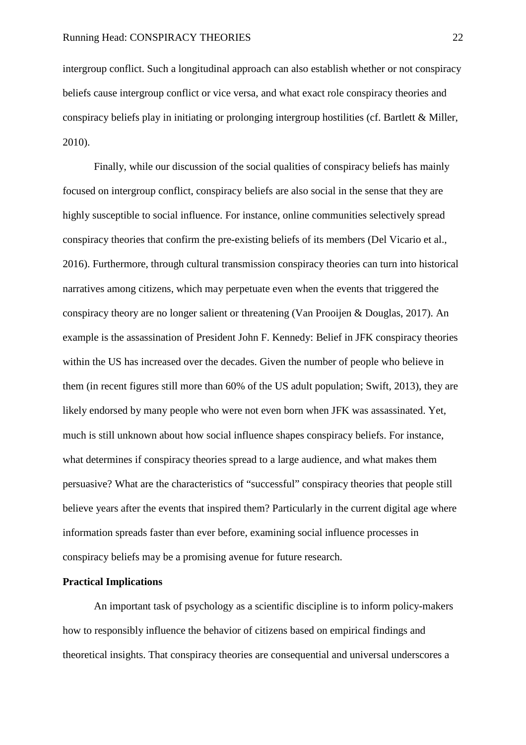intergroup conflict. Such a longitudinal approach can also establish whether or not conspiracy beliefs cause intergroup conflict or vice versa, and what exact role conspiracy theories and conspiracy beliefs play in initiating or prolonging intergroup hostilities (cf. Bartlett & Miller, 2010).

Finally, while our discussion of the social qualities of conspiracy beliefs has mainly focused on intergroup conflict, conspiracy beliefs are also social in the sense that they are highly susceptible to social influence. For instance, online communities selectively spread conspiracy theories that confirm the pre-existing beliefs of its members (Del Vicario et al., 2016). Furthermore, through cultural transmission conspiracy theories can turn into historical narratives among citizens, which may perpetuate even when the events that triggered the conspiracy theory are no longer salient or threatening (Van Prooijen & Douglas, 2017). An example is the assassination of President John F. Kennedy: Belief in JFK conspiracy theories within the US has increased over the decades. Given the number of people who believe in them (in recent figures still more than 60% of the US adult population; Swift, 2013), they are likely endorsed by many people who were not even born when JFK was assassinated. Yet, much is still unknown about how social influence shapes conspiracy beliefs. For instance, what determines if conspiracy theories spread to a large audience, and what makes them persuasive? What are the characteristics of "successful" conspiracy theories that people still believe years after the events that inspired them? Particularly in the current digital age where information spreads faster than ever before, examining social influence processes in conspiracy beliefs may be a promising avenue for future research.

**Practical Implications**

An important task of psychology as a scientific discipline is to inform policy-makers how to responsibly influence the behavior of citizens based on empirical findings and theoretical insights. That conspiracy theories are consequential and universal underscores a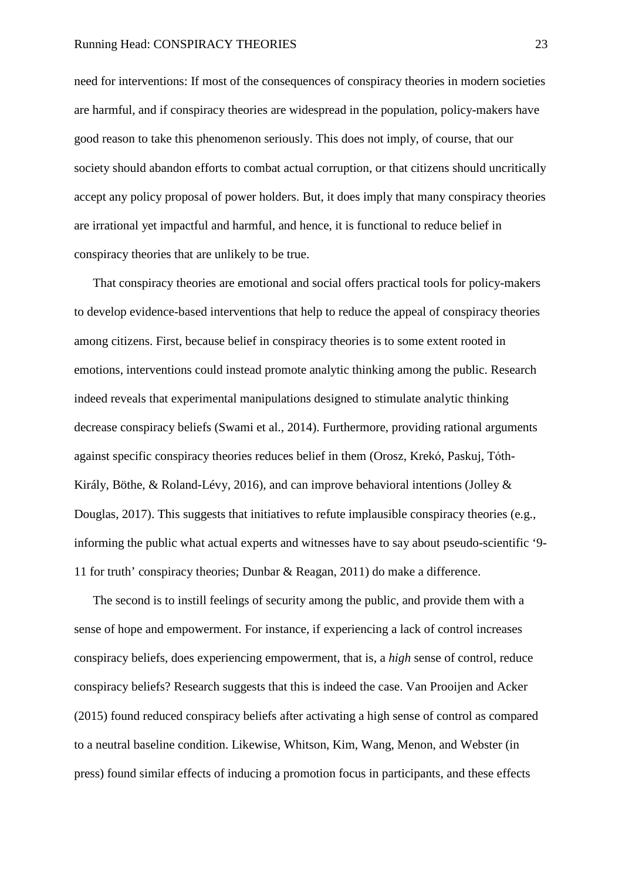need for interventions: If most of the consequences of conspiracy theories in modern societies are harmful, and if conspiracy theories are widespread in the population, policy-makers have good reason to take this phenomenon seriously. This does not imply, of course, that our society should abandon efforts to combat actual corruption, or that citizens should uncritically accept any policy proposal of power holders. But, it does imply that many conspiracy theories are irrational yet impactful and harmful, and hence, it is functional to reduce belief in conspiracy theories that are unlikely to be true.

That conspiracy theories are emotional and social offers practical tools for policy-makers to develop evidence-based interventions that help to reduce the appeal of conspiracy theories among citizens. First, because belief in conspiracy theories is to some extent rooted in emotions, interventions could instead promote analytic thinking among the public. Research indeed reveals that experimental manipulations designed to stimulate analytic thinking decrease conspiracy beliefs (Swami et al., 2014). Furthermore, providing rational arguments against specific conspiracy theories reduces belief in them (Orosz, Krekó, Paskuj, Tóth-Király, Böthe, & Roland-Lévy, 2016), and can improve behavioral intentions (Jolley & Douglas, 2017). This suggests that initiatives to refute implausible conspiracy theories (e.g., informing the public what actual experts and witnesses have to say about pseudo-scientific '9-11 for truth' conspiracy theories; Dunbar & Reagan, 2011) do make a difference.

The second is to instill feelings of security among the public, and provide them with a sense of hope and empowerment. For instance, if experiencing a lack of control increases conspiracy beliefs, does experiencing empowerment, that is, a *high* sense of control, reduce conspiracy beliefs? Research suggests that this is indeed the case. Van Prooijen and Acker (2015) found reduced conspiracy beliefs after activating a high sense of control as compared to a neutral baseline condition. Likewise, Whitson, Kim, Wang, Menon, and Webster (in press) found similar effects of inducing a promotion focus in participants, and these effects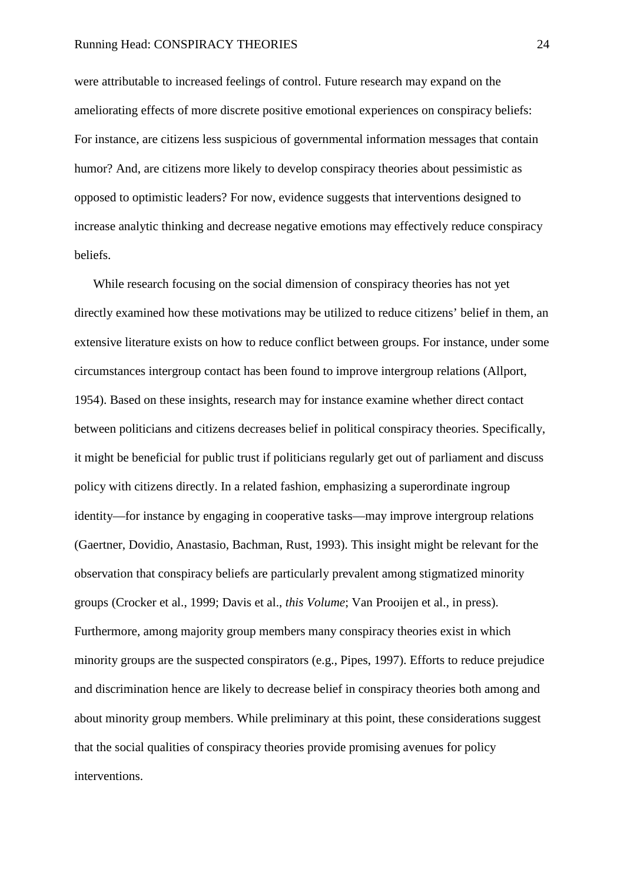were attributable to increased feelings of control. Future research may expand on the ameliorating effects of more discrete positive emotional experiences on conspiracy beliefs: For instance, are citizens less suspicious of governmental information messages that contain humor? And, are citizens more likely to develop conspiracy theories about pessimistic as opposed to optimistic leaders? For now, evidence suggests that interventions designed to increase analytic thinking and decrease negative emotions may effectively reduce conspiracy beliefs.

While research focusing on the social dimension of conspiracy theories has not yet directly examined how these motivations may be utilized to reduce citizens' belief in them, an extensive literature exists on how to reduce conflict between groups. For instance, under some circumstances intergroup contact has been found to improve intergroup relations (Allport, 1954). Based on these insights, research may for instance examine whether direct contact between politicians and citizens decreases belief in political conspiracy theories. Specifically, it might be beneficial for public trust if politicians regularly get out of parliament and discuss policy with citizens directly. In a related fashion, emphasizing a superordinate ingroup identity—for instance by engaging in cooperative tasks—may improve intergroup relations (Gaertner, Dovidio, Anastasio, Bachman, Rust, 1993). This insight might be relevant for the observation that conspiracy beliefs are particularly prevalent among stigmatized minority groups (Crocker et al., 1999; Davis et al., *this Volume*; Van Prooijen et al., in press). Furthermore, among majority group members many conspiracy theories exist in which minority groups are the suspected conspirators (e.g., Pipes, 1997). Efforts to reduce prejudice and discrimination hence are likely to decrease belief in conspiracy theories both among and about minority group members. While preliminary at this point, these considerations suggest that the social qualities of conspiracy theories provide promising avenues for policy interventions.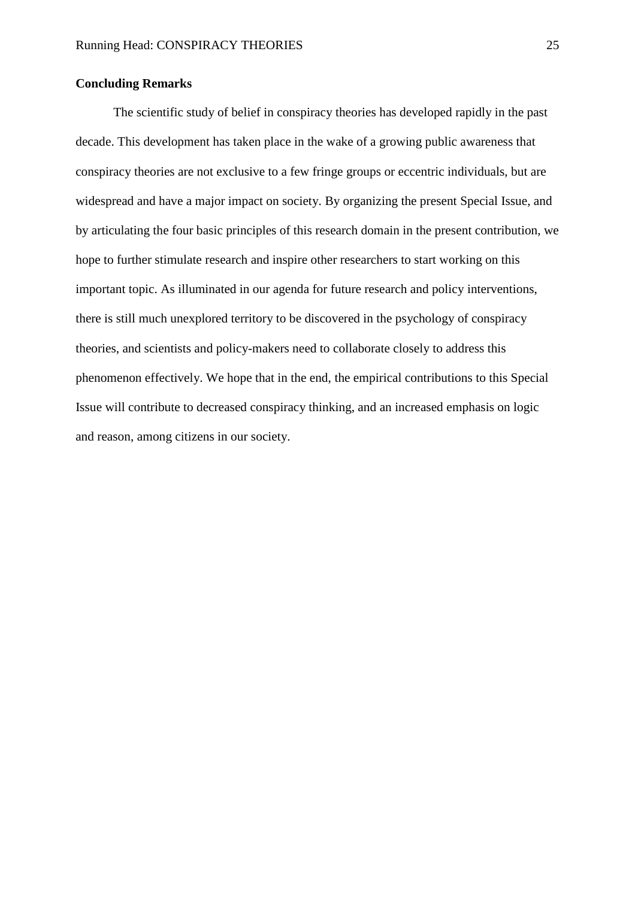**Concluding Remarks**

The scientific study of belief in conspiracy theories has developed rapidly in the past decade. This development has taken place in the wake of a growing public awareness that conspiracy theories are not exclusive to a few fringe groups or eccentric individuals, but are widespread and have a major impact on society. By organizing the present Special Issue, and by articulating the four basic principles of this research domain in the present contribution, we hope to further stimulate research and inspire other researchers to start working on this important topic. As illuminated in our agenda for future research and policy interventions, there is still much unexplored territory to be discovered in the psychology of conspiracy theories, and scientists and policy-makers need to collaborate closely to address this phenomenon effectively. We hope that in the end, the empirical contributions to this Special Issue will contribute to decreased conspiracy thinking, and an increased emphasis on logic and reason, among citizens in our society.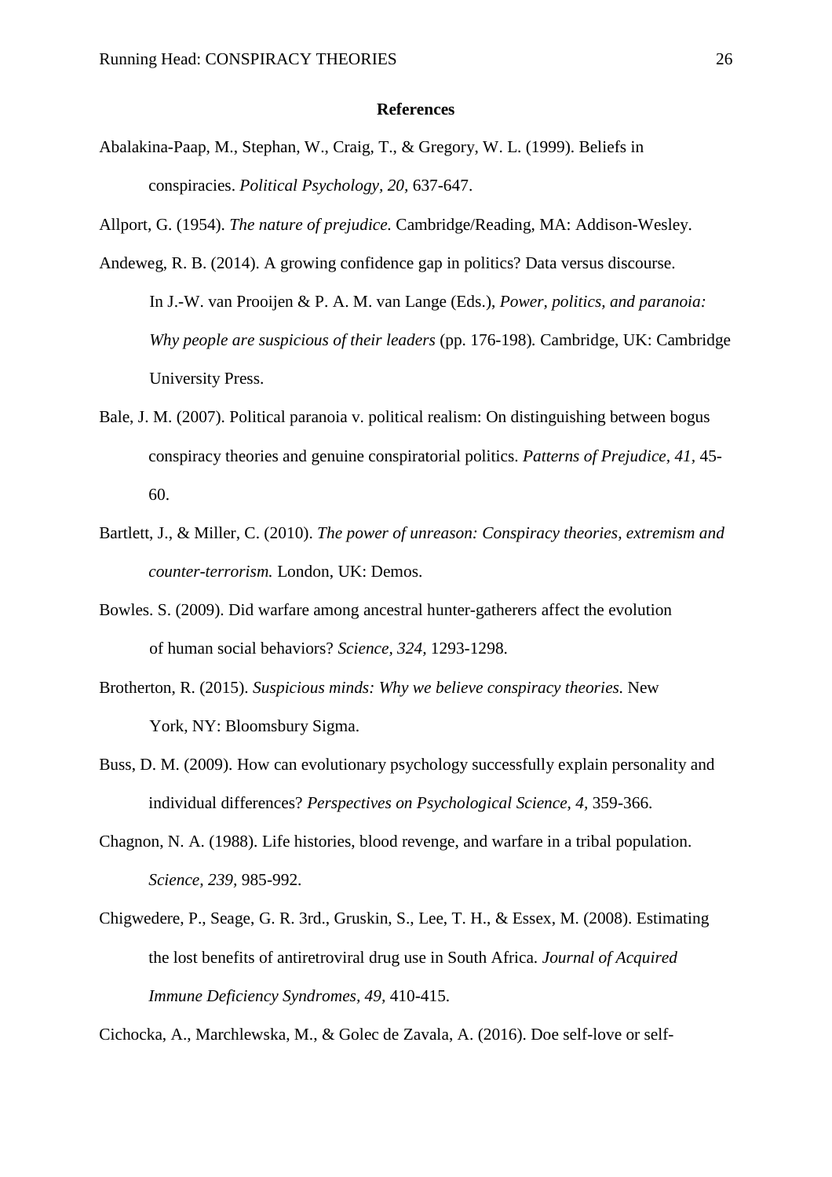**References**

Abalakina-Paap, M., Stephan, W., Craig, T., & Gregory, W. L. (1999). Beliefs in conspiracies. *Political Psychology, 20,* 637-647.

Allport, G. (1954). *The nature of prejudice.* Cambridge/Reading, MA: Addison-Wesley.

Andeweg, R. B. (2014). A growing confidence gap in politics? Data versus discourse. In J.-W. van Prooijen & P. A. M. van Lange (Eds.), *Power, politics, and paranoia: Why people are suspicious of their leaders* (pp. 176-198). Cambridge, UK: Cambridge University Press.

Bale, J. M. (2007). Political paranoia v. political realism: On distinguishing between bogus conspiracy theories and genuine conspiratorial politics. *Patterns of Prejudice, 41*, 45-60.

Bartlett, J., & Miller, C. (2010). *The power of unreason: Conspiracy theories, extremism and counter-terrorism.* London, UK: Demos.

Bowles. S. (2009). Did warfare among ancestral hunter-gatherers affect the evolution of human social behaviors? *Science, 324,* 1293-1298.

Brotherton, R. (2015). *Suspicious minds: Why we believe conspiracy theories.* New York, NY: Bloomsbury Sigma.

Buss, D. M. (2009). How can evolutionary psychology successfully explain personality and individual differences? *Perspectives on Psychological Science, 4,* 359-366.

Chagnon, N. A. (1988). Life histories, blood revenge, and warfare in a tribal population. *Science, 239,* 985-992.

Chigwedere, P., Seage, G. R. 3rd., Gruskin, S., Lee, T. H., & Essex, M. (2008). Estimating the lost benefits of antiretroviral drug use in South Africa. *Journal of Acquired Immune Deficiency Syndromes, 49*, 410-415.

Cichocka, A., Marchlewska, M., & Golec de Zavala, A. (2016). Doe self-love or self-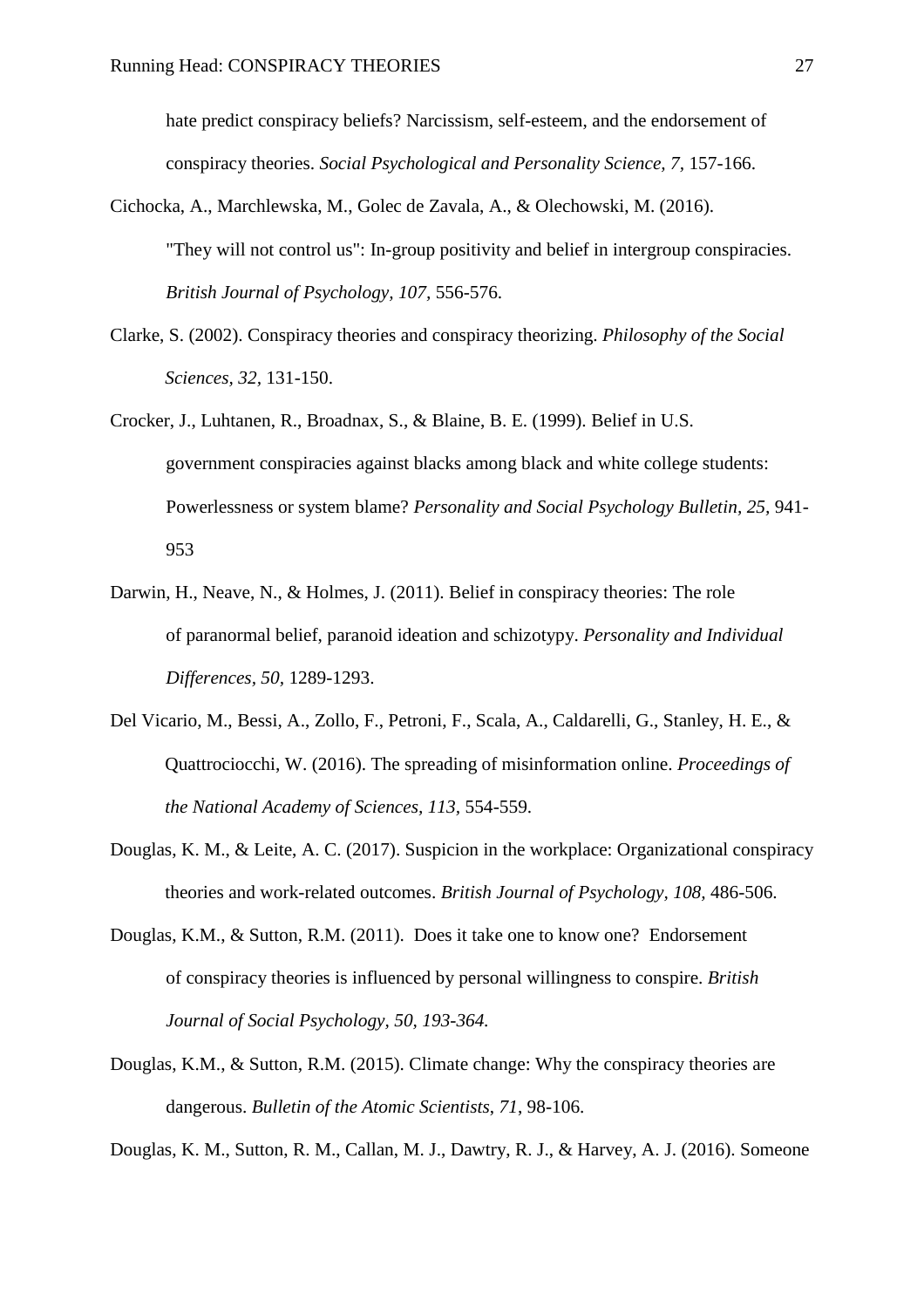hate predict conspiracy beliefs? Narcissism, self-esteem, and the endorsement of conspiracy theories. *Social Psychological and Personality Science, 7,* 157-166.

Cichocka, A., Marchlewska, M., Golec de Zavala, A., & Olechowski, M. (2016). "They will not control us": In-group positivity and belief in intergroup conspiracies. *British Journal of Psychology, 107,* 556-576.

Clarke, S. (2002). Conspiracy theories and conspiracy theorizing. *Philosophy of the Social Sciences, 32,* 131-150.

Crocker, J., Luhtanen, R., Broadnax, S., & Blaine, B. E. (1999). Belief in U.S. government conspiracies against blacks among black and white college students: Powerlessness or system blame? *Personality and Social Psychology Bulletin, 25,* 941-953

Darwin, H., Neave, N., & Holmes, J. (2011). Belief in conspiracy theories: The role of paranormal belief, paranoid ideation and schizotypy. *Personality and Individual Differences, 50,* 1289-1293.

Del Vicario, M., Bessi, A., Zollo, F., Petroni, F., Scala, A., Caldarelli, G., Stanley, H. E., & Quattrociocchi, W. (2016). The spreading of misinformation online. *Proceedings of the National Academy of Sciences, 113,* 554-559.

Douglas, K. M., & Leite, A. C. (2017). Suspicion in the workplace: Organizational conspiracy theories and work-related outcomes. *British Journal of Psychology, 108,* 486-506.

Douglas, K.M., & Sutton, R.M. (2011). Does it take one to know one? Endorsement of conspiracy theories is influenced by personal willingness to conspire. *British Journal of Social Psychology, 50, 193-364.*

Douglas, K.M., & Sutton, R.M. (2015). Climate change: Why the conspiracy theories are dangerous. *Bulletin of the Atomic Scientists, 71,* 98-106.

Douglas, K. M., Sutton, R. M., Callan, M. J., Dawtry, R. J., & Harvey, A. J. (2016). Someone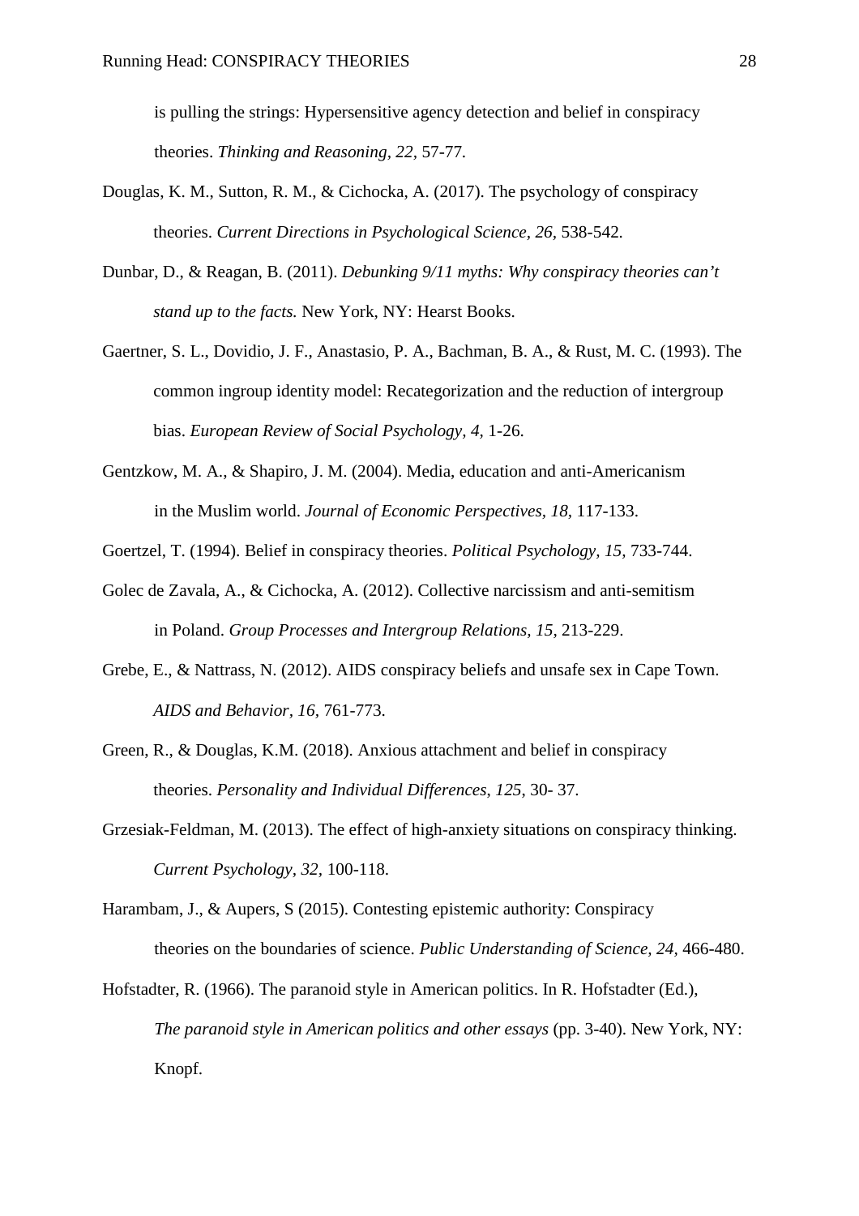is pulling the strings: Hypersensitive agency detection and belief in conspiracy theories. *Thinking and Reasoning, 22*, 57-77.

Douglas, K. M., Sutton, R. M., & Cichocka, A. (2017). The psychology of conspiracy theories. *Current Directions in Psychological Science, 26*, 538-542.

Dunbar, D., & Reagan, B. (2011). *Debunking 9/11 myths: Why conspiracy theories can't stand up to the facts.* New York, NY: Hearst Books.

Gaertner, S. L., Dovidio, J. F., Anastasio, P. A., Bachman, B. A., & Rust, M. C. (1993). The common ingroup identity model: Recategorization and the reduction of intergroup bias. *European Review of Social Psychology, 4,* 1-26.

Gentzkow, M. A., & Shapiro, J. M. (2004). Media, education and anti-Americanism in the Muslim world. *Journal of Economic Perspectives, 18*, 117-133.

Goertzel, T. (1994). Belief in conspiracy theories. *Political Psychology, 15*, 733-744.

Golec de Zavala, A., & Cichocka, A. (2012). Collective narcissism and anti-semitism in Poland. *Group Processes and Intergroup Relations, 15*, 213-229.

Grebe, E., & Nattrass, N. (2012). AIDS conspiracy beliefs and unsafe sex in Cape Town. *AIDS and Behavior, 16*, 761-773.

Green, R., & Douglas, K.M. (2018). Anxious attachment and belief in conspiracy theories. *Personality and Individual Differences, 125*, 30- 37.

Grzesiak-Feldman, M. (2013). The effect of high-anxiety situations on conspiracy thinking. *Current Psychology, 32*, 100-118.

Harambam, J., & Aupers, S (2015). Contesting epistemic authority: Conspiracy theories on the boundaries of science. *Public Understanding of Science, 24,* 466-480.

Hofstadter, R. (1966). The paranoid style in American politics. In R. Hofstadter (Ed.), *The paranoid style in American politics and other essays* (pp. 3-40). New York, NY: Knopf.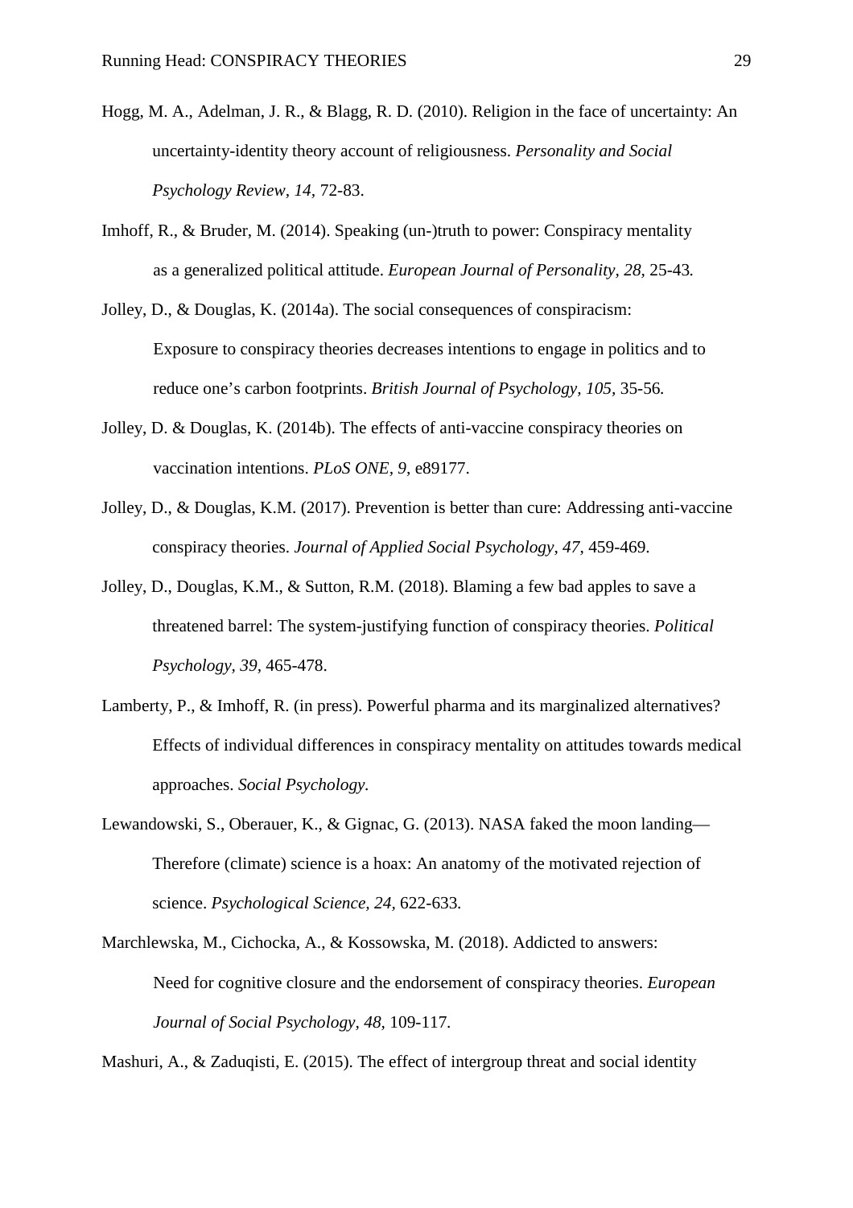Hogg, M. A., Adelman, J. R., & Blagg, R. D. (2010). Religion in the face of uncertainty: An uncertainty-identity theory account of religiousness. *Personality and Social Psychology Review, 14,* 72-83.

Imhoff, R., & Bruder, M. (2014). Speaking (un-)truth to power: Conspiracy mentality as a generalized political attitude. *European Journal of Personality, 28,* 25-43*.*

Jolley, D., & Douglas, K. (2014a). The social consequences of conspiracism: Exposure to conspiracy theories decreases intentions to engage in politics and to reduce one's carbon footprints. *British Journal of Psychology, 105,* 35-56*.*

Jolley, D. & Douglas, K. (2014b). The effects of anti-vaccine conspiracy theories on vaccination intentions. *PLoS ONE, 9,* e89177.

Jolley, D., & Douglas, K.M. (2017). Prevention is better than cure: Addressing anti-vaccine conspiracy theories. *Journal of Applied Social Psychology, 47,* 459-469*.*

Jolley, D., Douglas, K.M., & Sutton, R.M. (2018). Blaming a few bad apples to save a threatened barrel: The system-justifying function of conspiracy theories. *Political Psychology, 39,* 465-478.

Lamberty, P., & Imhoff, R. (in press). Powerful pharma and its marginalized alternatives? Effects of individual differences in conspiracy mentality on attitudes towards medical approaches. *Social Psychology.*

Lewandowski, S., Oberauer, K., & Gignac, G. (2013). NASA faked the moon landing—Therefore (climate) science is a hoax: An anatomy of the motivated rejection of science. *Psychological Science, 24,* 622-633*.*

Marchlewska, M., Cichocka, A., & Kossowska, M. (2018). Addicted to answers: Need for cognitive closure and the endorsement of conspiracy theories. *European Journal of Social Psychology, 48,* 109-117.

Mashuri, A., & Zaduqisti, E. (2015). The effect of intergroup threat and social identity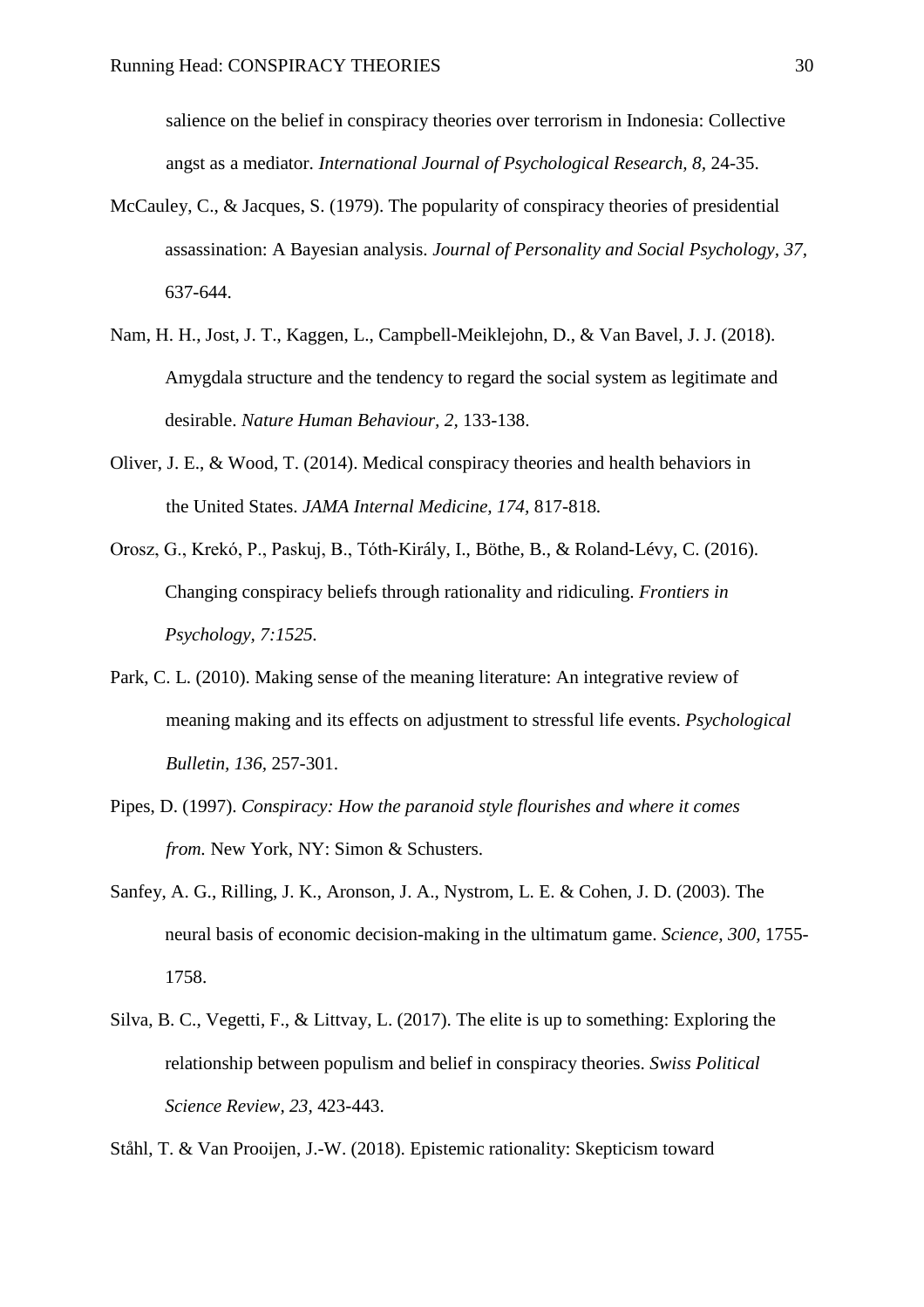salience on the belief in conspiracy theories over terrorism in Indonesia: Collective angst as a mediator. *International Journal of Psychological Research, 8,* 24-35.

McCauley, C., & Jacques, S. (1979). The popularity of conspiracy theories of presidential assassination: A Bayesian analysis. *Journal of Personality and Social Psychology, 37,* 637-644.

Nam, H. H., Jost, J. T., Kaggen, L., Campbell-Meiklejohn, D., & Van Bavel, J. J. (2018). Amygdala structure and the tendency to regard the social system as legitimate and desirable. *Nature Human Behaviour, 2,* 133-138.

Oliver, J. E., & Wood, T. (2014). Medical conspiracy theories and health behaviors in the United States. *JAMA Internal Medicine, 174,* 817-818.

Orosz, G., Krekó, P., Paskuj, B., Tóth-Király, I., Böthe, B., & Roland-Lévy, C. (2016). Changing conspiracy beliefs through rationality and ridiculing. *Frontiers in Psychology, 7:1525.*

Park, C. L. (2010). Making sense of the meaning literature: An integrative review of meaning making and its effects on adjustment to stressful life events. *Psychological Bulletin, 136,* 257-301.

Pipes, D. (1997). *Conspiracy: How the paranoid style flourishes and where it comes from.* New York, NY: Simon & Schusters.

Sanfey, A. G., Rilling, J. K., Aronson, J. A., Nystrom, L. E. & Cohen, J. D. (2003). The neural basis of economic decision-making in the ultimatum game. *Science, 300,* 1755-1758.

Silva, B. C., Vegetti, F., & Littvay, L. (2017). The elite is up to something: Exploring the relationship between populism and belief in conspiracy theories. *Swiss Political Science Review, 23,* 423-443.

Ståhl, T. & Van Prooijen, J.-W. (2018). Epistemic rationality: Skepticism toward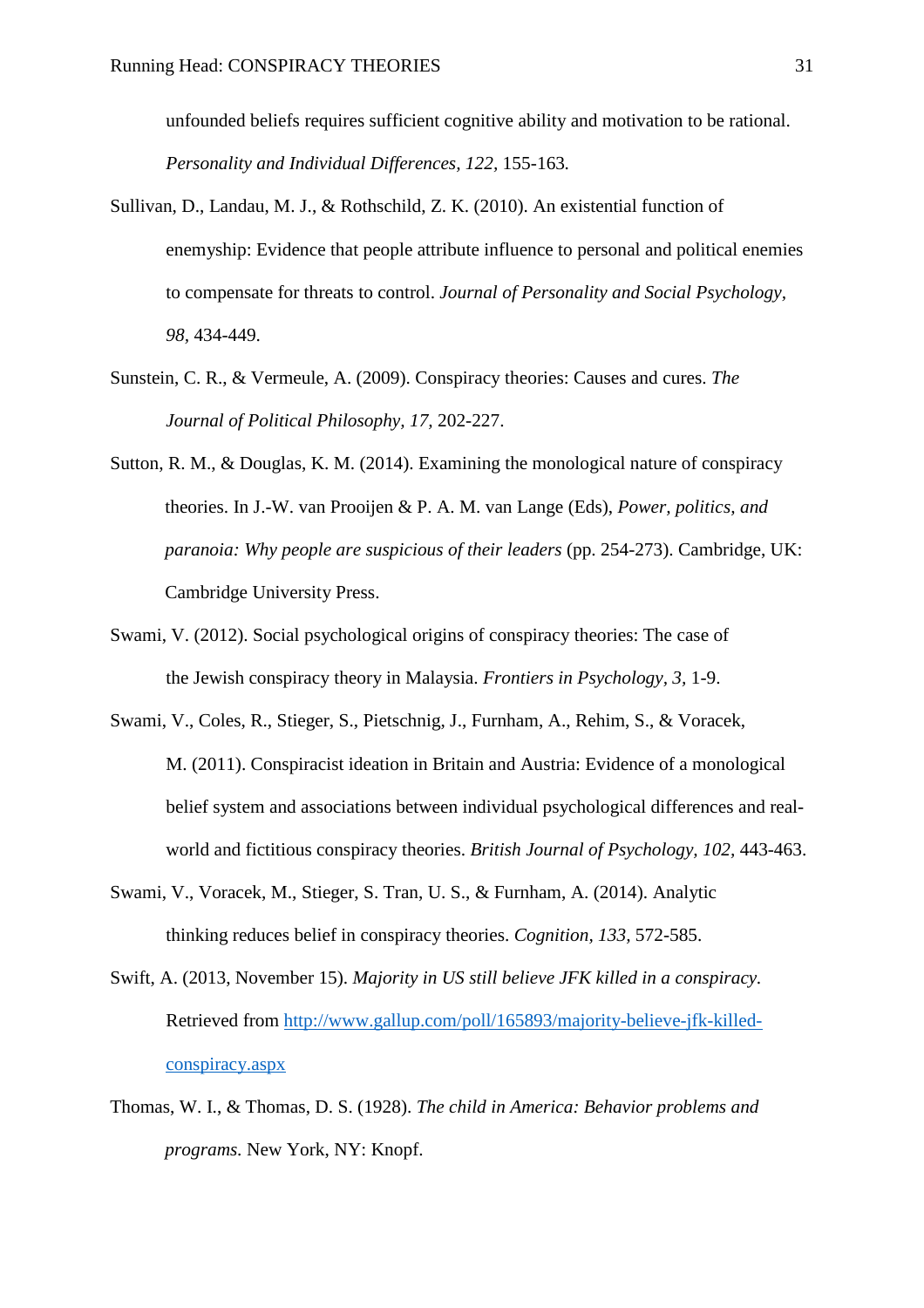unfounded beliefs requires sufficient cognitive ability and motivation to be rational. *Personality and Individual Differences*, *122*, 155-163.

Sullivan, D., Landau, M. J., & Rothschild, Z. K. (2010). An existential function of enemyship: Evidence that people attribute influence to personal and political enemies to compensate for threats to control. *Journal of Personality and Social Psychology*, *98*, 434-449.

Sunstein, C. R., & Vermeule, A. (2009). Conspiracy theories: Causes and cures. *The Journal of Political Philosophy*, *17*, 202-227.

Sutton, R. M., & Douglas, K. M. (2014). Examining the monological nature of conspiracy theories. In J.-W. van Prooijen & P. A. M. van Lange (Eds), *Power, politics, and paranoia: Why people are suspicious of their leaders* (pp. 254-273). Cambridge, UK: Cambridge University Press.

Swami, V. (2012). Social psychological origins of conspiracy theories: The case of the Jewish conspiracy theory in Malaysia. *Frontiers in Psychology*, *3*, 1-9.

Swami, V., Coles, R., Stieger, S., Pietschnig, J., Furnham, A., Rehim, S., & Voracek, M. (2011). Conspiracist ideation in Britain and Austria: Evidence of a monological belief system and associations between individual psychological differences and real-world and fictitious conspiracy theories. *British Journal of Psychology*, *102*, 443-463.

Swami, V., Voracek, M., Stieger, S. Tran, U. S., & Furnham, A. (2014). Analytic thinking reduces belief in conspiracy theories. *Cognition*, *133*, 572-585.

Swift, A. (2013, November 15). *Majority in US still believe JFK killed in a conspiracy.* Retrieved from http://www.gallup.com/poll/165893/majority-believe-jfk-killed-conspiracy.aspx

Thomas, W. I., & Thomas, D. S. (1928). *The child in America: Behavior problems and programs.* New York, NY: Knopf.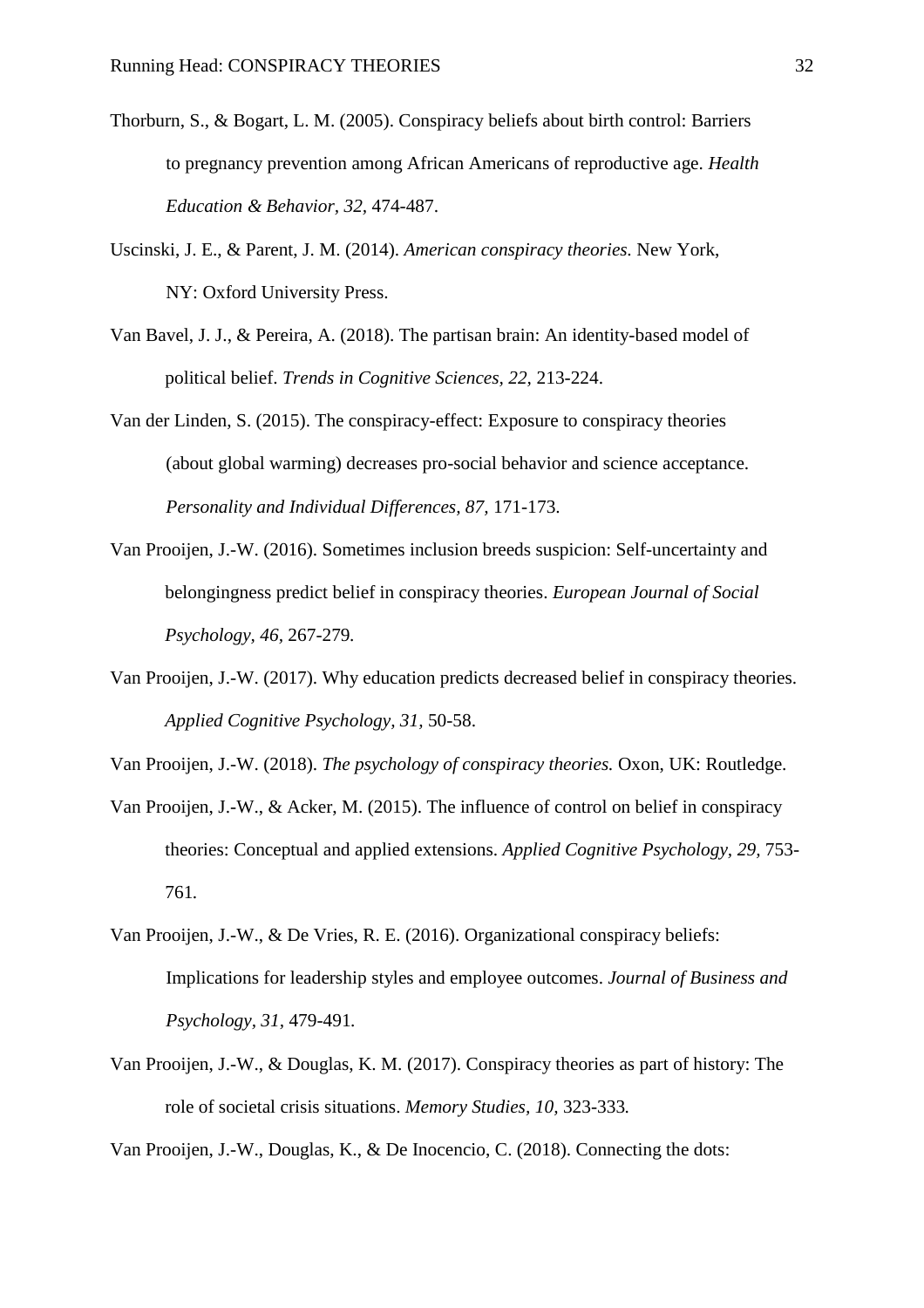Thorburn, S., & Bogart, L. M. (2005). Conspiracy beliefs about birth control: Barriers to pregnancy prevention among African Americans of reproductive age. *Health Education & Behavior, 32,* 474-487.

Uscinski, J. E., & Parent, J. M. (2014). *American conspiracy theories.* New York, NY: Oxford University Press.

Van Bavel, J. J., & Pereira, A. (2018). The partisan brain: An identity-based model of political belief. *Trends in Cognitive Sciences, 22,* 213-224.

Van der Linden, S. (2015). The conspiracy-effect: Exposure to conspiracy theories (about global warming) decreases pro-social behavior and science acceptance. *Personality and Individual Differences, 87,* 171-173.

Van Prooijen, J.-W. (2016). Sometimes inclusion breeds suspicion: Self-uncertainty and belongingness predict belief in conspiracy theories. *European Journal of Social Psychology, 46,* 267-279.

Van Prooijen, J.-W. (2017). Why education predicts decreased belief in conspiracy theories. *Applied Cognitive Psychology, 31,* 50-58.

Van Prooijen, J.-W. (2018). *The psychology of conspiracy theories.* Oxon, UK: Routledge.

Van Prooijen, J.-W., & Acker, M. (2015). The influence of control on belief in conspiracy theories: Conceptual and applied extensions. *Applied Cognitive Psychology, 29,* 753-761.

Van Prooijen, J.-W., & De Vries, R. E. (2016). Organizational conspiracy beliefs: Implications for leadership styles and employee outcomes. *Journal of Business and Psychology, 31,* 479-491.

Van Prooijen, J.-W., & Douglas, K. M. (2017). Conspiracy theories as part of history: The role of societal crisis situations. *Memory Studies, 10,* 323-333.

Van Prooijen, J.-W., Douglas, K., & De Inocencio, C. (2018). Connecting the dots: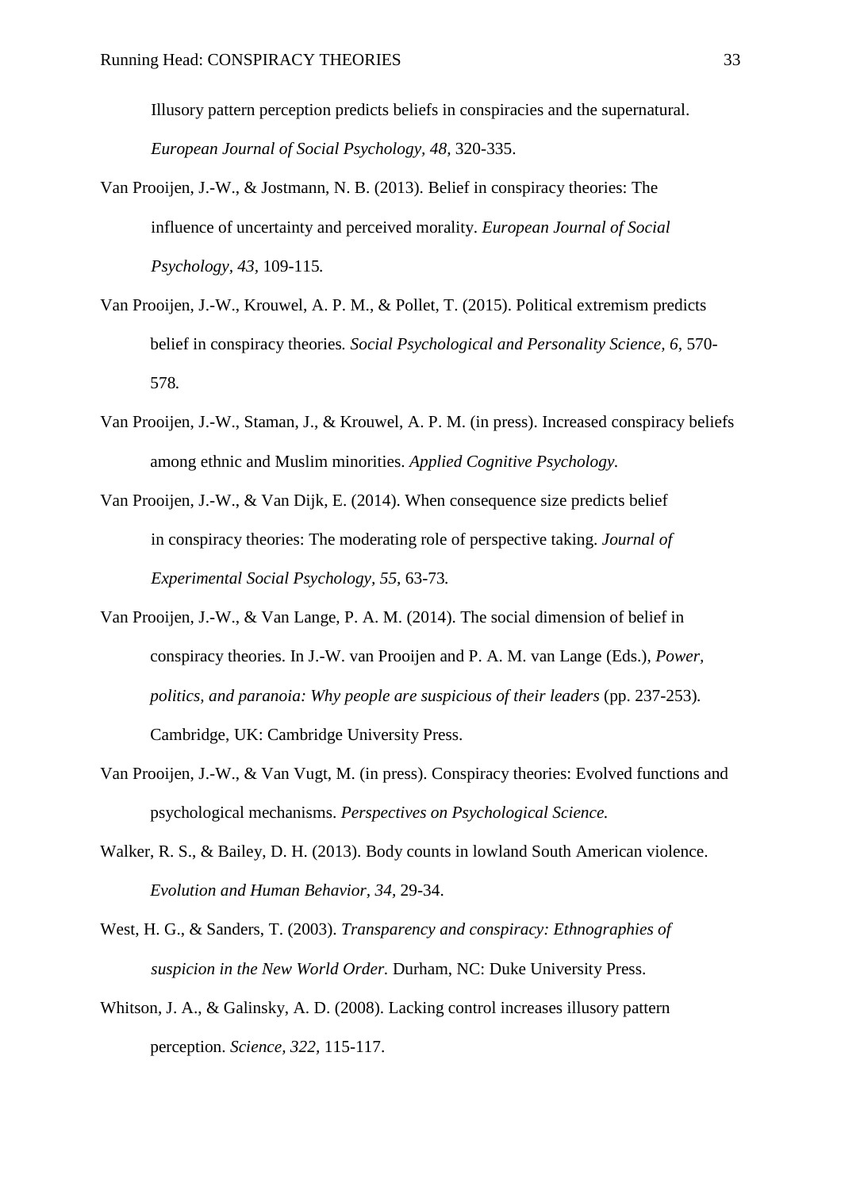Illusory pattern perception predicts beliefs in conspiracies and the supernatural. *European Journal of Social Psychology, 48,* 320-335.

Van Prooijen, J.-W., & Jostmann, N. B. (2013). Belief in conspiracy theories: The influence of uncertainty and perceived morality. *European Journal of Social Psychology, 43,* 109-115*.*

Van Prooijen, J.-W., Krouwel, A. P. M., & Pollet, T. (2015). Political extremism predicts belief in conspiracy theories*. Social Psychological and Personality Science, 6,* 570-578*.*

Van Prooijen, J.-W., Staman, J., & Krouwel, A. P. M. (in press). Increased conspiracy beliefs among ethnic and Muslim minorities. *Applied Cognitive Psychology.*

Van Prooijen, J.-W., & Van Dijk, E. (2014). When consequence size predicts belief in conspiracy theories: The moderating role of perspective taking*. Journal of Experimental Social Psychology, 55,* 63-73*.*

Van Prooijen, J.-W., & Van Lange, P. A. M. (2014). The social dimension of belief in conspiracy theories. In J.-W. van Prooijen and P. A. M. van Lange (Eds.), *Power, politics, and paranoia: Why people are suspicious of their leaders* (pp. 237-253)*.* Cambridge, UK: Cambridge University Press.

Van Prooijen, J.-W., & Van Vugt, M. (in press). Conspiracy theories: Evolved functions and psychological mechanisms. *Perspectives on Psychological Science.*

Walker, R. S., & Bailey, D. H. (2013). Body counts in lowland South American violence. *Evolution and Human Behavior, 34,* 29-34.

West, H. G., & Sanders, T. (2003). *Transparency and conspiracy: Ethnographies of suspicion in the New World Order.* Durham, NC: Duke University Press.

Whitson, J. A., & Galinsky, A. D. (2008). Lacking control increases illusory pattern perception. *Science, 322,* 115-117.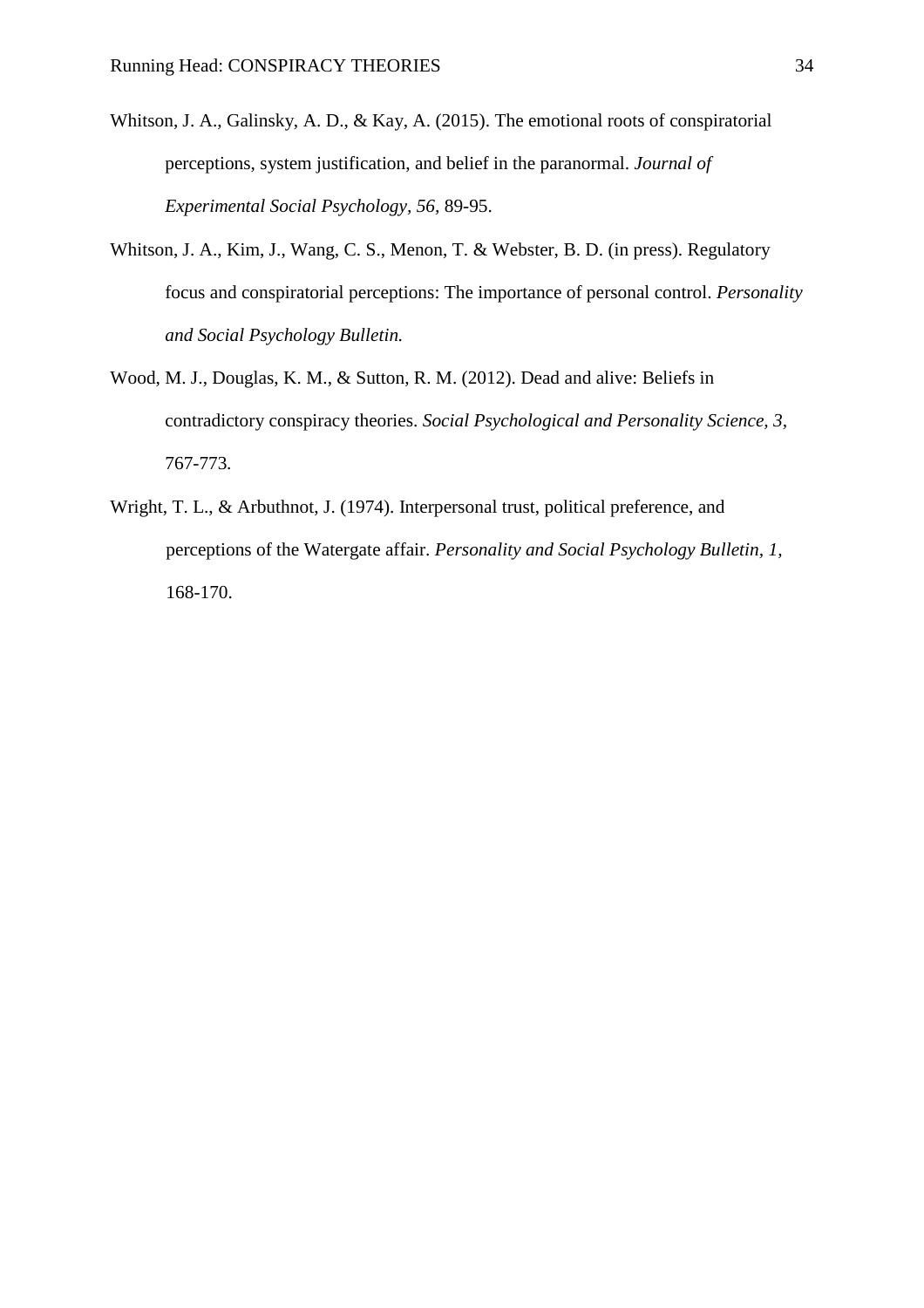Whitson, J. A., Galinsky, A. D., & Kay, A. (2015). The emotional roots of conspiratorial perceptions, system justification, and belief in the paranormal. *Journal of Experimental Social Psychology, 56,* 89-95.

Whitson, J. A., Kim, J., Wang, C. S., Menon, T. & Webster, B. D. (in press). Regulatory focus and conspiratorial perceptions: The importance of personal control. *Personality and Social Psychology Bulletin.*

Wood, M. J., Douglas, K. M., & Sutton, R. M. (2012). Dead and alive: Beliefs in contradictory conspiracy theories. *Social Psychological and Personality Science, 3,* 767-773.

Wright, T. L., & Arbuthnot, J. (1974). Interpersonal trust, political preference, and perceptions of the Watergate affair. *Personality and Social Psychology Bulletin, 1,* 168-170.